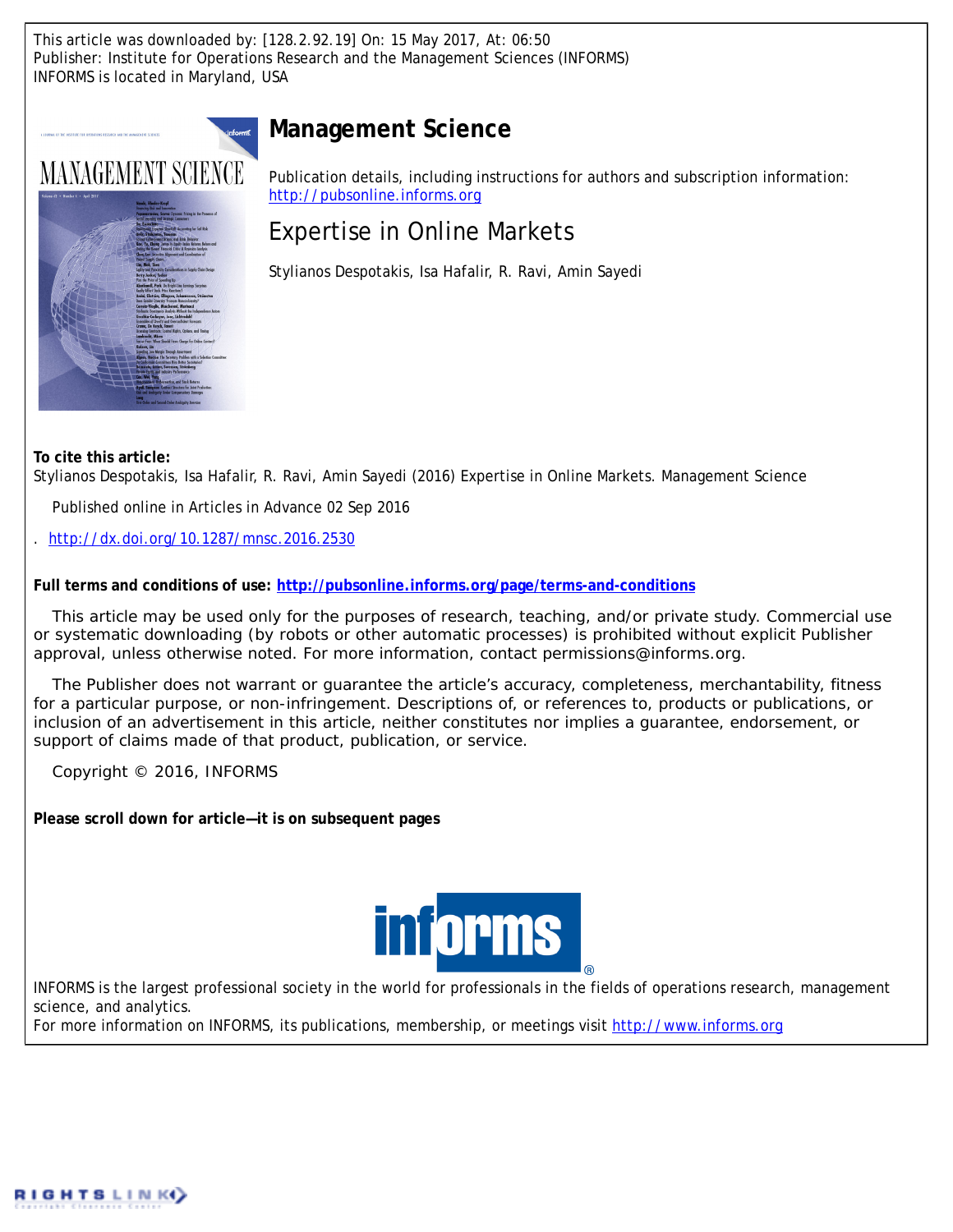This article was downloaded by: [128.2.92.19] On: 15 May 2017, At: 06:50
Publisher: Institute for Operations Research and the Management Sciences (INFORMS)
INFORMS is located in Maryland, USA

# Management Science

Publication details, including instructions for authors and subscription information:
http://pubsonline.informs.org

## Expertise in Online Markets

Stylianos Despotakis, Isa Hafalir, R. Ravi, Amin Sayedi

**To cite this article:**

Stylianos Despotakis, Isa Hafalir, R. Ravi, Amin Sayedi (2016) Expertise in Online Markets. Management Science

Published online in Articles in Advance 02 Sep 2016

. http://dx.doi.org/10.1287/mnsc.2016.2530

**Full terms and conditions of use: http://pubsonline.informs.org/page/terms-and-conditions**

This article may be used only for the purposes of research, teaching, and/or private study. Commercial use or systematic downloading (by robots or other automatic processes) is prohibited without explicit Publisher approval, unless otherwise noted. For more information, contact permissions@informs.org.

The Publisher does not warrant or guarantee the article's accuracy, completeness, merchantability, fitness for a particular purpose, or non-infringement. Descriptions of, or references to, products or publications, or inclusion of an advertisement in this article, neither constitutes nor implies a guarantee, endorsement, or support of claims made of that product, publication, or service.

Copyright © 2016, INFORMS

**Please scroll down for article—it is on subsequent pages**

INFORMS is the largest professional society in the world for professionals in the fields of operations research, management science, and analytics.
For more information on INFORMS, its publications, membership, or meetings visit http://www.informs.org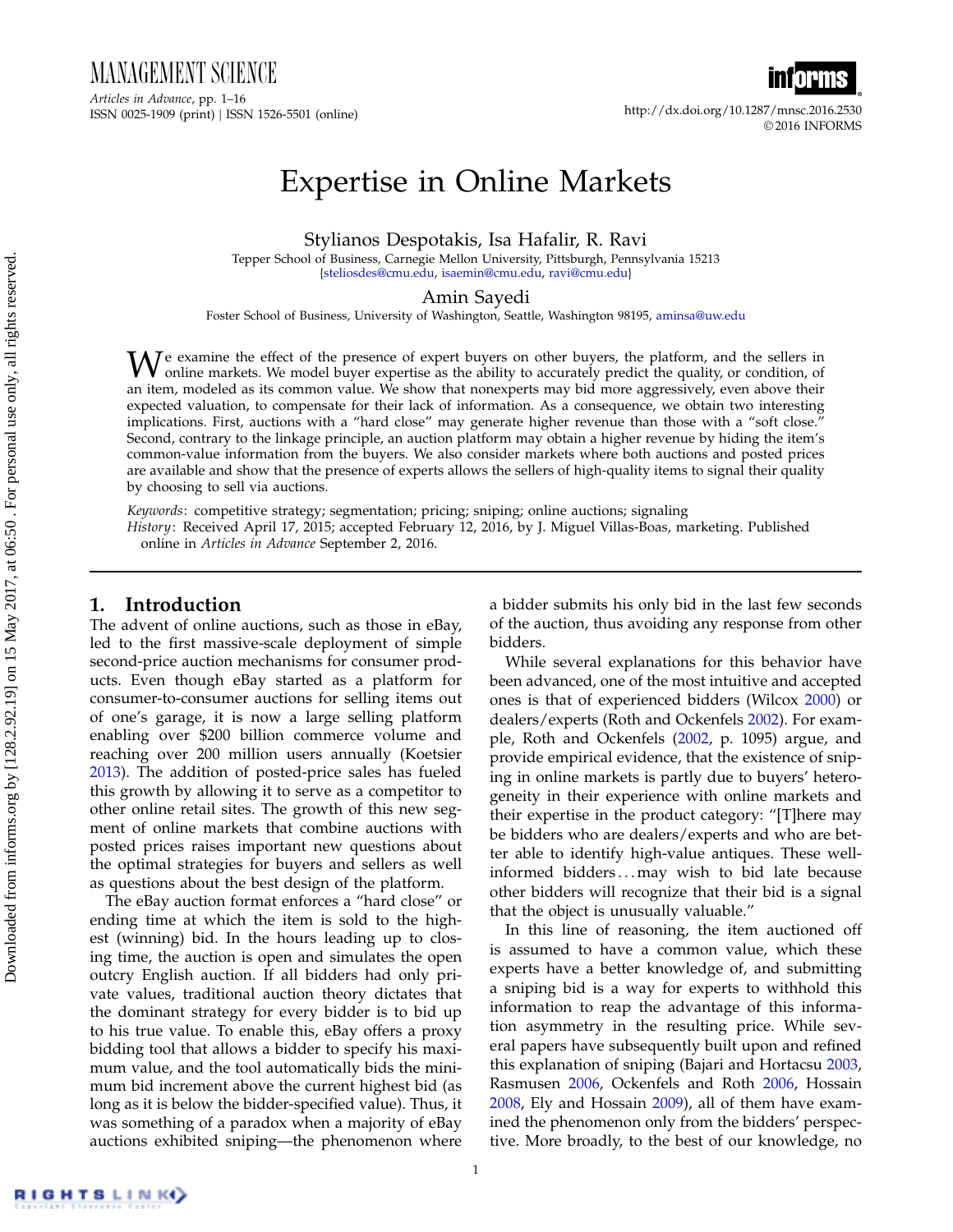# Expertise in Online Markets

Stylianos Despotakis, Isa Hafalir, R. Ravi

Tepper School of Business, Carnegie Mellon University, Pittsburgh, Pennsylvania 15213
{steliosdes@cmu.edu, isaemin@cmu.edu, ravi@cmu.edu}

Amin Sayedi

Foster School of Business, University of Washington, Seattle, Washington 98195, aminsa@uw.edu

We examine the effect of the presence of expert buyers on other buyers, the platform, and the sellers in online markets. We model buyer expertise as the ability to accurately predict the quality, or condition, of an item, modeled as its common value. We show that nonexperts may bid more aggressively, even above their expected valuation, to compensate for their lack of information. As a consequence, we obtain two interesting implications. First, auctions with a "hard close" may generate higher revenue than those with a "soft close." Second, contrary to the linkage principle, an auction platform may obtain a higher revenue by hiding the item's common-value information from the buyers. We also consider markets where both auctions and posted prices are available and show that the presence of experts allows the sellers of high-quality items to signal their quality by choosing to sell via auctions.

*Keywords*: competitive strategy; segmentation; pricing; sniping; online auctions; signaling
*History*: Received April 17, 2015; accepted February 12, 2016, by J. Miguel Villas-Boas, marketing. Published online in *Articles in Advance* September 2, 2016.

## 1. Introduction

The advent of online auctions, such as those in eBay, led to the first massive-scale deployment of simple second-price auction mechanisms for consumer products. Even though eBay started as a platform for consumer-to-consumer auctions for selling items out of one's garage, it is now a large selling platform enabling over \$200 billion commerce volume and reaching over 200 million users annually (Koetsier 2013). The addition of posted-price sales has fueled this growth by allowing it to serve as a competitor to other online retail sites. The growth of this new segment of online markets that combine auctions with posted prices raises important new questions about the optimal strategies for buyers and sellers as well as questions about the best design of the platform.

The eBay auction format enforces a "hard close" or ending time at which the item is sold to the highest (winning) bid. In the hours leading up to closing time, the auction is open and simulates the open outcry English auction. If all bidders had only private values, traditional auction theory dictates that the dominant strategy for every bidder is to bid up to his true value. To enable this, eBay offers a proxy bidding tool that allows a bidder to specify his maximum value, and the tool automatically bids the minimum bid increment above the current highest bid (as long as it is below the bidder-specified value). Thus, it was something of a paradox when a majority of eBay auctions exhibited sniping—the phenomenon where a bidder submits his only bid in the last few seconds of the auction, thus avoiding any response from other bidders.

While several explanations for this behavior have been advanced, one of the most intuitive and accepted ones is that of experienced bidders (Wilcox 2000) or dealers/experts (Roth and Ockenfels 2002). For example, Roth and Ockenfels (2002, p. 1095) argue, and provide empirical evidence, that the existence of sniping in online markets is partly due to buyers' heterogeneity in their experience with online markets and their expertise in the product category: "[T]here may be bidders who are dealers/experts and who are better able to identify high-value antiques. These well-informed bidders ... may wish to bid late because other bidders will recognize that their bid is a signal that the object is unusually valuable."

In this line of reasoning, the item auctioned off is assumed to have a common value, which these experts have a better knowledge of, and submitting a sniping bid is a way for experts to withhold this information to reap the advantage of this information asymmetry in the resulting price. While several papers have subsequently built upon and refined this explanation of sniping (Bajari and Hortacsu 2003, Rasmusen 2006, Ockenfels and Roth 2006, Hossain 2008, Ely and Hossain 2009), all of them have examined the phenomenon only from the bidders' perspective. More broadly, to the best of our knowledge, no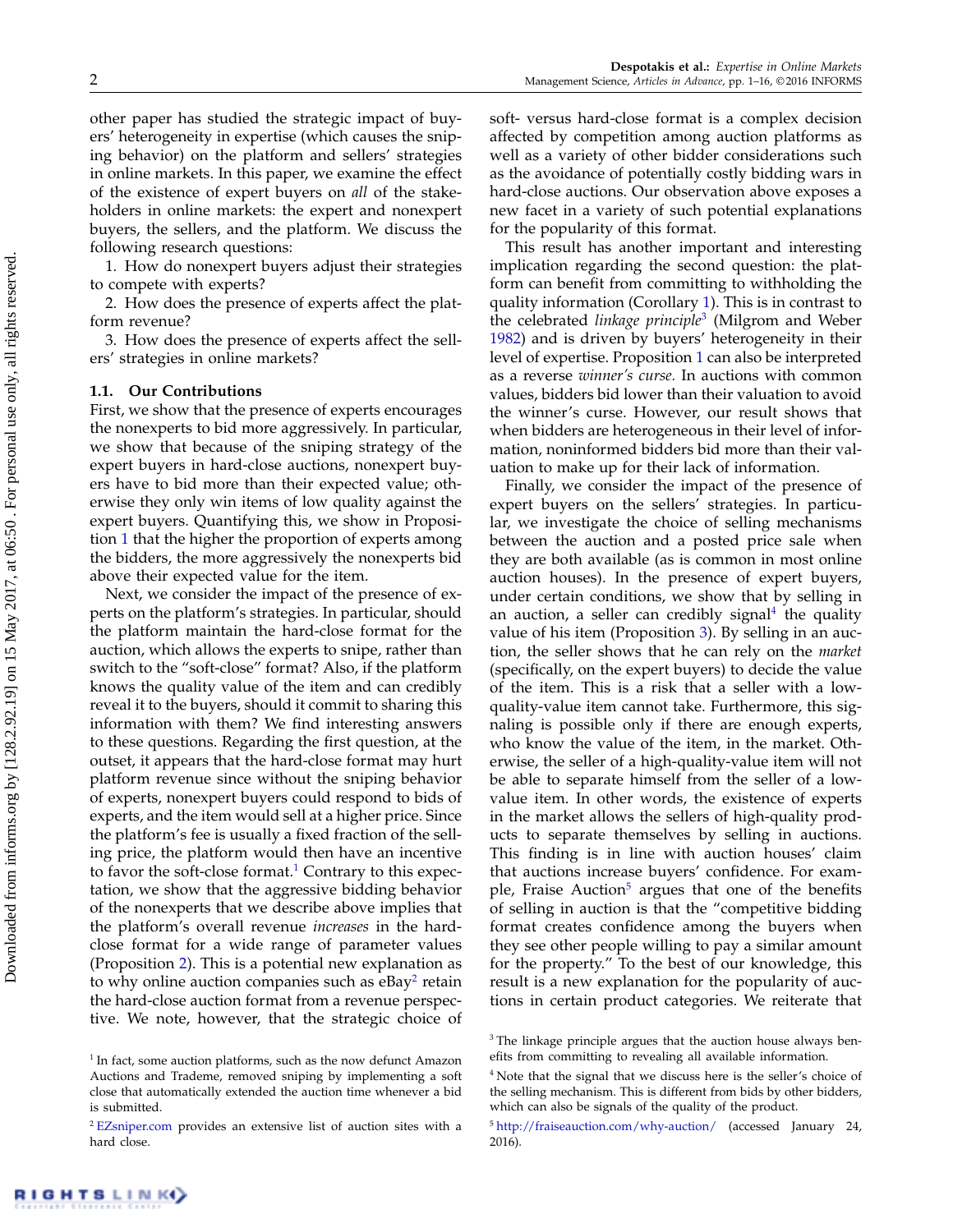other paper has studied the strategic impact of buyers' heterogeneity in expertise (which causes the sniping behavior) on the platform and sellers' strategies in online markets. In this paper, we examine the effect of the existence of expert buyers on *all* of the stakeholders in online markets: the expert and nonexpert buyers, the sellers, and the platform. We discuss the following research questions:

1. How do nonexpert buyers adjust their strategies to compete with experts?
2. How does the presence of experts affect the platform revenue?
3. How does the presence of experts affect the sellers' strategies in online markets?

### 1.1. Our Contributions

First, we show that the presence of experts encourages the nonexperts to bid more aggressively. In particular, we show that because of the sniping strategy of the expert buyers in hard-close auctions, nonexpert buyers have to bid more than their expected value; otherwise they only win items of low quality against the expert buyers. Quantifying this, we show in Proposition 1 that the higher the proportion of experts among the bidders, the more aggressively the nonexperts bid above their expected value for the item.

Next, we consider the impact of the presence of experts on the platform's strategies. In particular, should the platform maintain the hard-close format for the auction, which allows the experts to snipe, rather than switch to the "soft-close" format? Also, if the platform knows the quality value of the item and can credibly reveal it to the buyers, should it commit to sharing this information with them? We find interesting answers to these questions. Regarding the first question, at the outset, it appears that the hard-close format may hurt platform revenue since without the sniping behavior of experts, nonexpert buyers could respond to bids of experts, and the item would sell at a higher price. Since the platform's fee is usually a fixed fraction of the selling price, the platform would then have an incentive to favor the soft-close format.[1] Contrary to this expectation, we show that the aggressive bidding behavior of the nonexperts that we describe above implies that the platform's overall revenue *increases* in the hard-close format for a wide range of parameter values (Proposition 2). This is a potential new explanation as to why online auction companies such as eBay[2] retain the hard-close auction format from a revenue perspective. We note, however, that the strategic choice of soft- versus hard-close format is a complex decision affected by competition among auction platforms as well as a variety of other bidder considerations such as the avoidance of potentially costly bidding wars in hard-close auctions. Our observation above exposes a new facet in a variety of such potential explanations for the popularity of this format.

This result has another important and interesting implication regarding the second question: the platform can benefit from committing to withholding the quality information (Corollary 1). This is in contrast to the celebrated *linkage principle*[3] (Milgrom and Weber 1982) and is driven by buyers' heterogeneity in their level of expertise. Proposition 1 can also be interpreted as a reverse *winner's curse.* In auctions with common values, bidders bid lower than their valuation to avoid the winner's curse. However, our result shows that when bidders are heterogeneous in their level of information, noninformed bidders bid more than their valuation to make up for their lack of information.

Finally, we consider the impact of the presence of expert buyers on the sellers' strategies. In particular, we investigate the choice of selling mechanisms between the auction and a posted price sale when they are both available (as is common in most online auction houses). In the presence of expert buyers, under certain conditions, we show that by selling in an auction, a seller can credibly signal[4] the quality value of his item (Proposition 3). By selling in an auction, the seller shows that he can rely on the *market* (specifically, on the expert buyers) to decide the value of the item. This is a risk that a seller with a low-quality-value item cannot take. Furthermore, this signaling is possible only if there are enough experts, who know the value of the item, in the market. Otherwise, the seller of a high-quality-value item will not be able to separate himself from the seller of a low-value item. In other words, the existence of experts in the market allows the sellers of high-quality products to separate themselves by selling in auctions. This finding is in line with auction houses' claim that auctions increase buyers' confidence. For example, Fraise Auction[5] argues that one of the benefits of selling in auction is that the "competitive bidding format creates confidence among the buyers when they see other people willing to pay a similar amount for the property." To the best of our knowledge, this result is a new explanation for the popularity of auctions in certain product categories. We reiterate that

---

[1] In fact, some auction platforms, such as the now defunct Amazon Auctions and Trademe, removed sniping by implementing a soft close that automatically extended the auction time whenever a bid is submitted.

[2] EZsniper.com provides an extensive list of auction sites with a hard close.

[3] The linkage principle argues that the auction house always benefits from committing to revealing all available information.

[4] Note that the signal that we discuss here is the seller's choice of the selling mechanism. This is different from bids by other bidders, which can also be signals of the quality of the product.

[5] http://fraiseauction.com/why-auction/ (accessed January 24, 2016).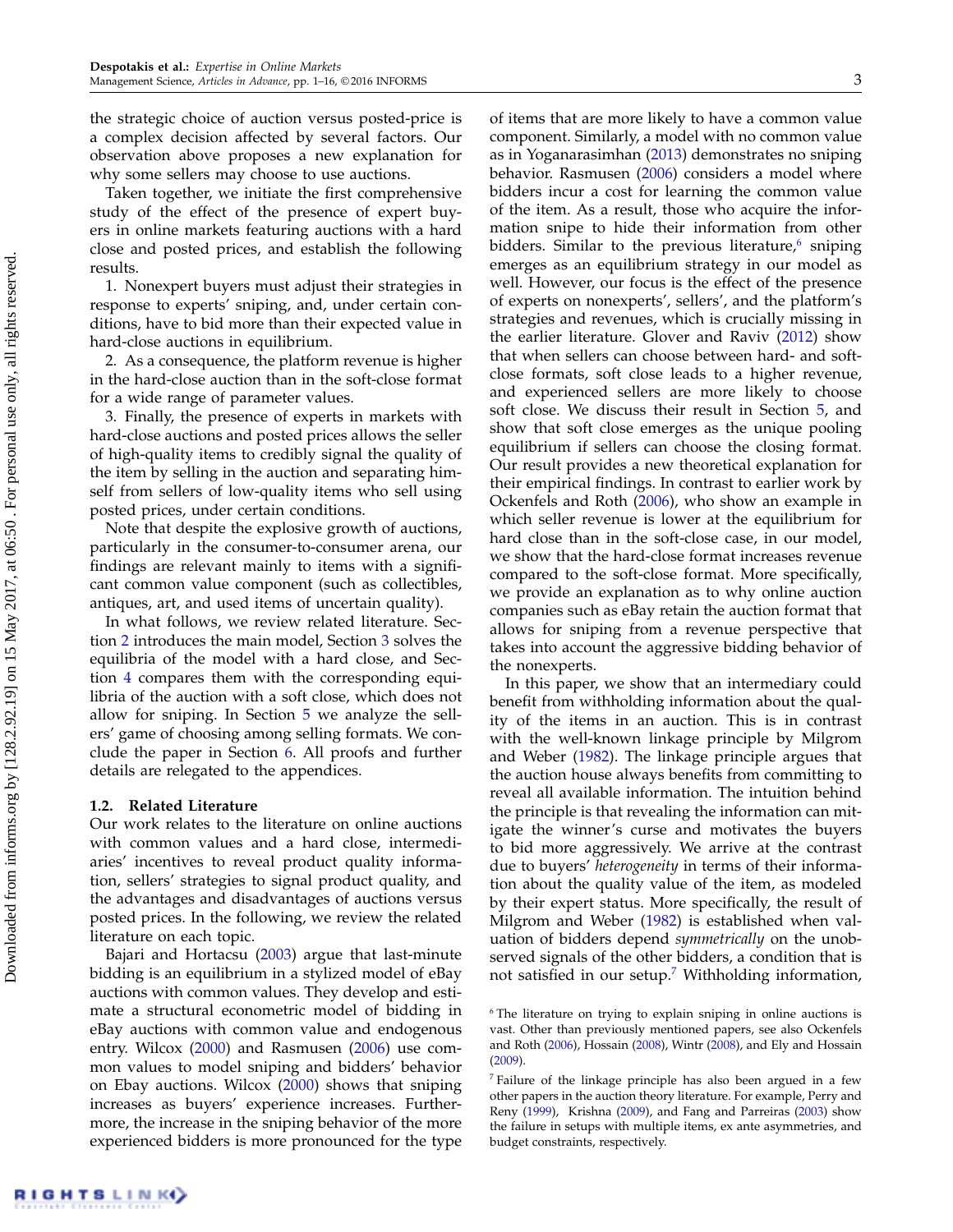the strategic choice of auction versus posted-price is a complex decision affected by several factors. Our observation above proposes a new explanation for why some sellers may choose to use auctions.

Taken together, we initiate the first comprehensive study of the effect of the presence of expert buyers in online markets featuring auctions with a hard close and posted prices, and establish the following results.

1. Nonexpert buyers must adjust their strategies in response to experts' sniping, and, under certain conditions, have to bid more than their expected value in hard-close auctions in equilibrium.

2. As a consequence, the platform revenue is higher in the hard-close auction than in the soft-close format for a wide range of parameter values.

3. Finally, the presence of experts in markets with hard-close auctions and posted prices allows the seller of high-quality items to credibly signal the quality of the item by selling in the auction and separating himself from sellers of low-quality items who sell using posted prices, under certain conditions.

Note that despite the explosive growth of auctions, particularly in the consumer-to-consumer arena, our findings are relevant mainly to items with a significant common value component (such as collectibles, antiques, art, and used items of uncertain quality).

In what follows, we review related literature. Section 2 introduces the main model, Section 3 solves the equilibria of the model with a hard close, and Section 4 compares them with the corresponding equilibria of the auction with a soft close, which does not allow for sniping. In Section 5 we analyze the sellers' game of choosing among selling formats. We conclude the paper in Section 6. All proofs and further details are relegated to the appendices.

### 1.2. Related Literature

Our work relates to the literature on online auctions with common values and a hard close, intermediaries' incentives to reveal product quality information, sellers' strategies to signal product quality, and the advantages and disadvantages of auctions versus posted prices. In the following, we review the related literature on each topic.

Bajari and Hortacsu (2003) argue that last-minute bidding is an equilibrium in a stylized model of eBay auctions with common values. They develop and estimate a structural econometric model of bidding in eBay auctions with common value and endogenous entry. Wilcox (2000) and Rasmusen (2006) use common values to model sniping and bidders' behavior on Ebay auctions. Wilcox (2000) shows that sniping increases as buyers' experience increases. Furthermore, the increase in the sniping behavior of the more experienced bidders is more pronounced for the type of items that are more likely to have a common value component. Similarly, a model with no common value as in Yoganarasimhan (2013) demonstrates no sniping behavior. Rasmusen (2006) considers a model where bidders incur a cost for learning the common value of the item. As a result, those who acquire the information snipe to hide their information from other bidders. Similar to the previous literature,[6] sniping emerges as an equilibrium strategy in our model as well. However, our focus is the effect of the presence of experts on nonexperts', sellers', and the platform's strategies and revenues, which is crucially missing in the earlier literature. Glover and Raviv (2012) show that when sellers can choose between hard- and soft-close formats, soft close leads to a higher revenue, and experienced sellers are more likely to choose soft close. We discuss their result in Section 5, and show that soft close emerges as the unique pooling equilibrium if sellers can choose the closing format. Our result provides a new theoretical explanation for their empirical findings. In contrast to earlier work by Ockenfels and Roth (2006), who show an example in which seller revenue is lower at the equilibrium for hard close than in the soft-close case, in our model, we show that the hard-close format increases revenue compared to the soft-close format. More specifically, we provide an explanation as to why online auction companies such as eBay retain the auction format that allows for sniping from a revenue perspective that takes into account the aggressive bidding behavior of the nonexperts.

In this paper, we show that an intermediary could benefit from withholding information about the quality of the items in an auction. This is in contrast with the well-known linkage principle by Milgrom and Weber (1982). The linkage principle argues that the auction house always benefits from committing to reveal all available information. The intuition behind the principle is that revealing the information can mitigate the winner's curse and motivates the buyers to bid more aggressively. We arrive at the contrast due to buyers' *heterogeneity* in terms of their information about the quality value of the item, as modeled by their expert status. More specifically, the result of Milgrom and Weber (1982) is established when valuation of bidders depend *symmetrically* on the unobserved signals of the other bidders, a condition that is not satisfied in our setup.[7] Withholding information,

[6] The literature on trying to explain sniping in online auctions is vast. Other than previously mentioned papers, see also Ockenfels and Roth (2006), Hossain (2008), Wintr (2008), and Ely and Hossain (2009).

[7] Failure of the linkage principle has also been argued in a few other papers in the auction theory literature. For example, Perry and Reny (1999), Krishna (2009), and Fang and Parreiras (2003) show the failure in setups with multiple items, ex ante asymmetries, and budget constraints, respectively.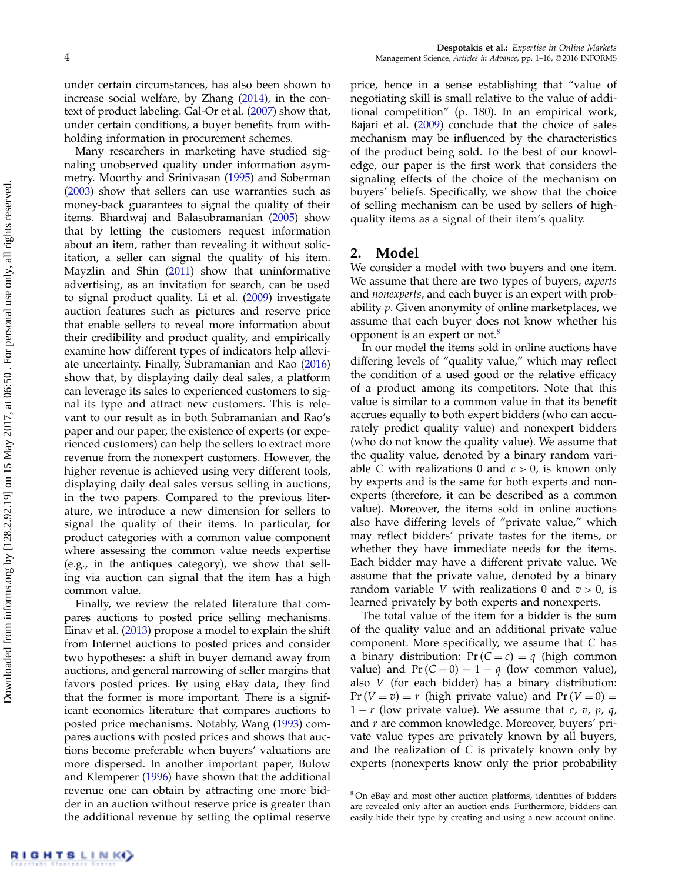under certain circumstances, has also been shown to increase social welfare, by Zhang (2014), in the context of product labeling. Gal-Or et al. (2007) show that, under certain conditions, a buyer benefits from withholding information in procurement schemes.

Many researchers in marketing have studied signaling unobserved quality under information asymmetry. Moorthy and Srinivasan (1995) and Soberman (2003) show that sellers can use warranties such as money-back guarantees to signal the quality of their items. Bhardwaj and Balasubramanian (2005) show that by letting the customers request information about an item, rather than revealing it without solicitation, a seller can signal the quality of his item. Mayzlin and Shin (2011) show that uninformative advertising, as an invitation for search, can be used to signal product quality. Li et al. (2009) investigate auction features such as pictures and reserve price that enable sellers to reveal more information about their credibility and product quality, and empirically examine how different types of indicators help alleviate uncertainty. Finally, Subramanian and Rao (2016) show that, by displaying daily deal sales, a platform can leverage its sales to experienced customers to signal its type and attract new customers. This is relevant to our result as in both Subramanian and Rao's paper and our paper, the existence of experts (or experienced customers) can help the sellers to extract more revenue from the nonexpert customers. However, the higher revenue is achieved using very different tools, displaying daily deal sales versus selling in auctions, in the two papers. Compared to the previous literature, we introduce a new dimension for sellers to signal the quality of their items. In particular, for product categories with a common value component where assessing the common value needs expertise (e.g., in the antiques category), we show that selling via auction can signal that the item has a high common value.

Finally, we review the related literature that compares auctions to posted price selling mechanisms. Einav et al. (2013) propose a model to explain the shift from Internet auctions to posted prices and consider two hypotheses: a shift in buyer demand away from auctions, and general narrowing of seller margins that favors posted prices. By using eBay data, they find that the former is more important. There is a significant economics literature that compares auctions to posted price mechanisms. Notably, Wang (1993) compares auctions with posted prices and shows that auctions become preferable when buyers' valuations are more dispersed. In another important paper, Bulow and Klemperer (1996) have shown that the additional revenue one can obtain by attracting one more bidder in an auction without reserve price is greater than the additional revenue by setting the optimal reserve price, hence in a sense establishing that "value of negotiating skill is small relative to the value of additional competition" (p. 180). In an empirical work, Bajari et al. (2009) conclude that the choice of sales mechanism may be influenced by the characteristics of the product being sold. To the best of our knowledge, our paper is the first work that considers the signaling effects of the choice of the mechanism on buyers' beliefs. Specifically, we show that the choice of selling mechanism can be used by sellers of high-quality items as a signal of their item's quality.

## 2. Model

We consider a model with two buyers and one item. We assume that there are two types of buyers, *experts* and *nonexperts*, and each buyer is an expert with probability $p$. Given anonymity of online marketplaces, we assume that each buyer does not know whether his opponent is an expert or not.[8]

In our model the items sold in online auctions have differing levels of "quality value," which may reflect the condition of a used good or the relative efficacy of a product among its competitors. Note that this value is similar to a common value in that its benefit accrues equally to both expert bidders (who can accurately predict quality value) and nonexpert bidders (who do not know the quality value). We assume that the quality value, denoted by a binary random variable $C$ with realizations 0 and $c > 0$, is known only by experts and is the same for both experts and nonexperts (therefore, it can be described as a common value). Moreover, the items sold in online auctions also have differing levels of "private value," which may reflect bidders' private tastes for the items, or whether they have immediate needs for the items. Each bidder may have a different private value. We assume that the private value, denoted by a binary random variable $V$ with realizations 0 and $v > 0$, is learned privately by both experts and nonexperts.

The total value of the item for a bidder is the sum of the quality value and an additional private value component. More specifically, we assume that $C$ has a binary distribution: $\Pr(C = c) = q$ (high common value) and $\Pr(C = 0) = 1 - q$ (low common value), also $V$ (for each bidder) has a binary distribution: $\Pr(V = v) = r$ (high private value) and $\Pr(V = 0) = 1 - r$ (low private value). We assume that $c$, $v$, $p$, $q$, and $r$ are common knowledge. Moreover, buyers' private value types are privately known by all buyers, and the realization of $C$ is privately known only by experts (nonexperts know only the prior probability

[8] On eBay and most other auction platforms, identities of bidders are revealed only after an auction ends. Furthermore, bidders can easily hide their type by creating and using a new account online.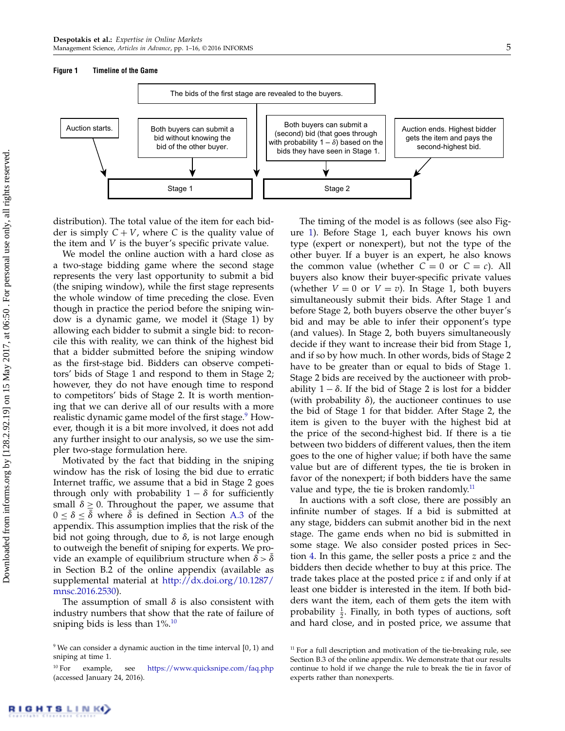**Figure 1** Timeline of the Game

The bids of the first stage are revealed to the buyers.

Auction starts. → Stage 1

Both buyers can submit a bid without knowing the bid of the other buyer. → Stage 1

Both buyers can submit a (second) bid (that goes through with probability $1-\delta$) based on the bids they have seen in Stage 1. → Stage 2

Auction ends. Highest bidder gets the item and pays the second-highest bid. → Stage 2

distribution). The total value of the item for each bidder is simply $C+V$, where $C$ is the quality value of the item and $V$ is the buyer's specific private value.

We model the online auction with a hard close as a two-stage bidding game where the second stage represents the very last opportunity to submit a bid (the sniping window), while the first stage represents the whole window of time preceding the close. Even though in practice the period before the sniping window is a dynamic game, we model it (Stage 1) by allowing each bidder to submit a single bid: to reconcile this with reality, we can think of the highest bid that a bidder submitted before the sniping window as the first-stage bid. Bidders can observe competitors' bids of Stage 1 and respond to them in Stage 2; however, they do not have enough time to respond to competitors' bids of Stage 2. It is worth mentioning that we can derive all of our results with a more realistic dynamic game model of the first stage.[9] However, though it is a bit more involved, it does not add any further insight to our analysis, so we use the simpler two-stage formulation here.

Motivated by the fact that bidding in the sniping window has the risk of losing the bid due to erratic Internet traffic, we assume that a bid in Stage 2 goes through only with probability $1-\delta$ for sufficiently small $\delta \geq 0$. Throughout the paper, we assume that $0 \leq \delta \leq \bar{\delta}$ where $\bar{\delta}$ is defined in Section A.3 of the appendix. This assumption implies that the risk of the bid not going through, due to $\delta$, is not large enough to outweigh the benefit of sniping for experts. We provide an example of equilibrium structure when $\delta > \bar{\delta}$ in Section B.2 of the online appendix (available as supplemental material at http://dx.doi.org/10.1287/mnsc.2016.2530).

The assumption of small $\delta$ is also consistent with industry numbers that show that the rate of failure of sniping bids is less than 1%.[10]

The timing of the model is as follows (see also Figure 1). Before Stage 1, each buyer knows his own type (expert or nonexpert), but not the type of the other buyer. If a buyer is an expert, he also knows the common value (whether $C=0$ or $C=c$). All buyers also know their buyer-specific private values (whether $V=0$ or $V=v$). In Stage 1, both buyers simultaneously submit their bids. After Stage 1 and before Stage 2, both buyers observe the other buyer's bid and may be able to infer their opponent's type (and values). In Stage 2, both buyers simultaneously decide if they want to increase their bid from Stage 1, and if so by how much. In other words, bids of Stage 2 have to be greater than or equal to bids of Stage 1. Stage 2 bids are received by the auctioneer with probability $1-\delta$. If the bid of Stage 2 is lost for a bidder (with probability $\delta$), the auctioneer continues to use the bid of Stage 1 for that bidder. After Stage 2, the item is given to the buyer with the highest bid at the price of the second-highest bid. If there is a tie between two bidders of different values, then the item goes to the one of higher value; if both have the same value but are of different types, the tie is broken in favor of the nonexpert; if both bidders have the same value and type, the tie is broken randomly.[11]

In auctions with a soft close, there are possibly an infinite number of stages. If a bid is submitted at any stage, bidders can submit another bid in the next stage. The game ends when no bid is submitted in some stage. We also consider posted prices in Section 4. In this game, the seller posts a price $z$ and the bidders then decide whether to buy at this price. The trade takes place at the posted price $z$ if and only if at least one bidder is interested in the item. If both bidders want the item, each of them gets the item with probability $\frac{1}{2}$. Finally, in both types of auctions, soft and hard close, and in posted price, we assume that

[9] We can consider a dynamic auction in the time interval $[0,1)$ and sniping at time 1.

[10] For example, see https://www.quicksnipe.com/faq.php (accessed January 24, 2016).

[11] For a full description and motivation of the tie-breaking rule, see Section B.3 of the online appendix. We demonstrate that our results continue to hold if we change the rule to break the tie in favor of experts rather than nonexperts.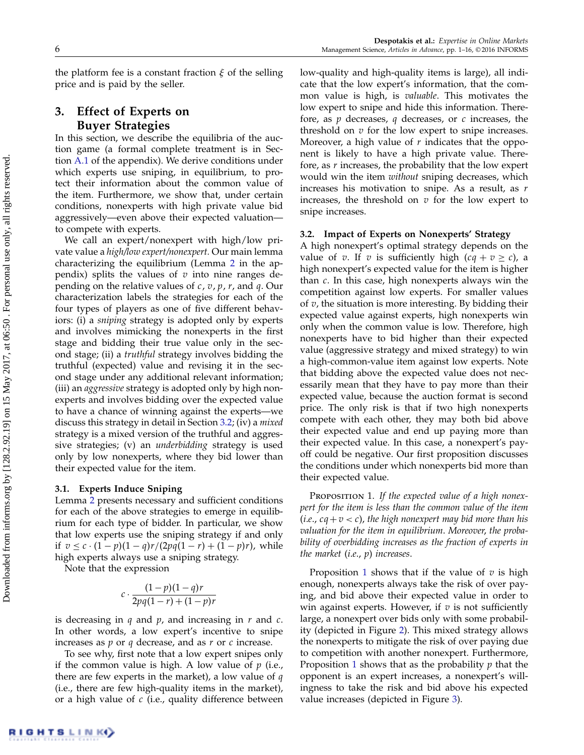the platform fee is a constant fraction $\xi$ of the selling price and is paid by the seller.

## 3. Effect of Experts on Buyer Strategies

In this section, we describe the equilibria of the auction game (a formal complete treatment is in Section A.1 of the appendix). We derive conditions under which experts use sniping, in equilibrium, to protect their information about the common value of the item. Furthermore, we show that, under certain conditions, nonexperts with high private value bid aggressively—even above their expected valuation—to compete with experts.

We call an expert/nonexpert with high/low private value a *high/low expert/nonexpert.* Our main lemma characterizing the equilibrium (Lemma 2 in the appendix) splits the values of $v$ into nine ranges depending on the relative values of $c$, $v$, $p$, $r$, and $q$. Our characterization labels the strategies for each of the four types of players as one of five different behaviors: (i) a *sniping* strategy is adopted only by experts and involves mimicking the nonexperts in the first stage and bidding their true value only in the second stage; (ii) a *truthful* strategy involves bidding the truthful (expected) value and revising it in the second stage under any additional relevant information; (iii) an *aggressive* strategy is adopted only by high nonexperts and involves bidding over the expected value to have a chance of winning against the experts—we discuss this strategy in detail in Section 3.2; (iv) a *mixed* strategy is a mixed version of the truthful and aggressive strategies; (v) an *underbidding* strategy is used only by low nonexperts, where they bid lower than their expected value for the item.

### 3.1. Experts Induce Sniping

Lemma 2 presents necessary and sufficient conditions for each of the above strategies to emerge in equilibrium for each type of bidder. In particular, we show that low experts use the sniping strategy if and only if $v \le c \cdot (1-p)(1-q)r/(2pq(1-r)+(1-p)r)$, while high experts always use a sniping strategy.

Note that the expression

$$c \cdot \frac{(1-p)(1-q)r}{2pq(1-r)+(1-p)r}$$

is decreasing in $q$ and $p$, and increasing in $r$ and $c$. In other words, a low expert's incentive to snipe increases as $p$ or $q$ decrease, and as $r$ or $c$ increase.

To see why, first note that a low expert snipes only if the common value is high. A low value of $p$ (i.e., there are few experts in the market), a low value of $q$ (i.e., there are few high-quality items in the market), or a high value of $c$ (i.e., quality difference between low-quality and high-quality items is large), all indicate that the low expert's information, that the common value is high, is *valuable*. This motivates the low expert to snipe and hide this information. Therefore, as $p$ decreases, $q$ decreases, or $c$ increases, the threshold on $v$ for the low expert to snipe increases. Moreover, a high value of $r$ indicates that the opponent is likely to have a high private value. Therefore, as $r$ increases, the probability that the low expert would win the item *without* sniping decreases, which increases his motivation to snipe. As a result, as $r$ increases, the threshold on $v$ for the low expert to snipe increases.

### 3.2. Impact of Experts on Nonexperts' Strategy

A high nonexpert's optimal strategy depends on the value of $v$. If $v$ is sufficiently high ($cq+v \ge c$), a high nonexpert's expected value for the item is higher than $c$. In this case, high nonexperts always win the competition against low experts. For smaller values of $v$, the situation is more interesting. By bidding their expected value against experts, high nonexperts win only when the common value is low. Therefore, high nonexperts have to bid higher than their expected value (aggressive strategy and mixed strategy) to win a high-common-value item against low experts. Note that bidding above the expected value does not necessarily mean that they have to pay more than their expected value, because the auction format is second price. The only risk is that if two high nonexperts compete with each other, they may both bid above their expected value and end up paying more than their expected value. In this case, a nonexpert's payoff could be negative. Our first proposition discusses the conditions under which nonexperts bid more than their expected value.

Proposition 1. *If the expected value of a high nonexpert for the item is less than the common value of the item (i.e., $cq+v<c$), the high nonexpert may bid more than his valuation for the item in equilibrium. Moreover, the probability of overbidding increases as the fraction of experts in the market (i.e., $p$) increases.*

Proposition 1 shows that if the value of $v$ is high enough, nonexperts always take the risk of over paying, and bid above their expected value in order to win against experts. However, if $v$ is not sufficiently large, a nonexpert over bids only with some probability (depicted in Figure 2). This mixed strategy allows the nonexperts to mitigate the risk of over paying due to competition with another nonexpert. Furthermore, Proposition 1 shows that as the probability $p$ that the opponent is an expert increases, a nonexpert's willingness to take the risk and bid above his expected value increases (depicted in Figure 3).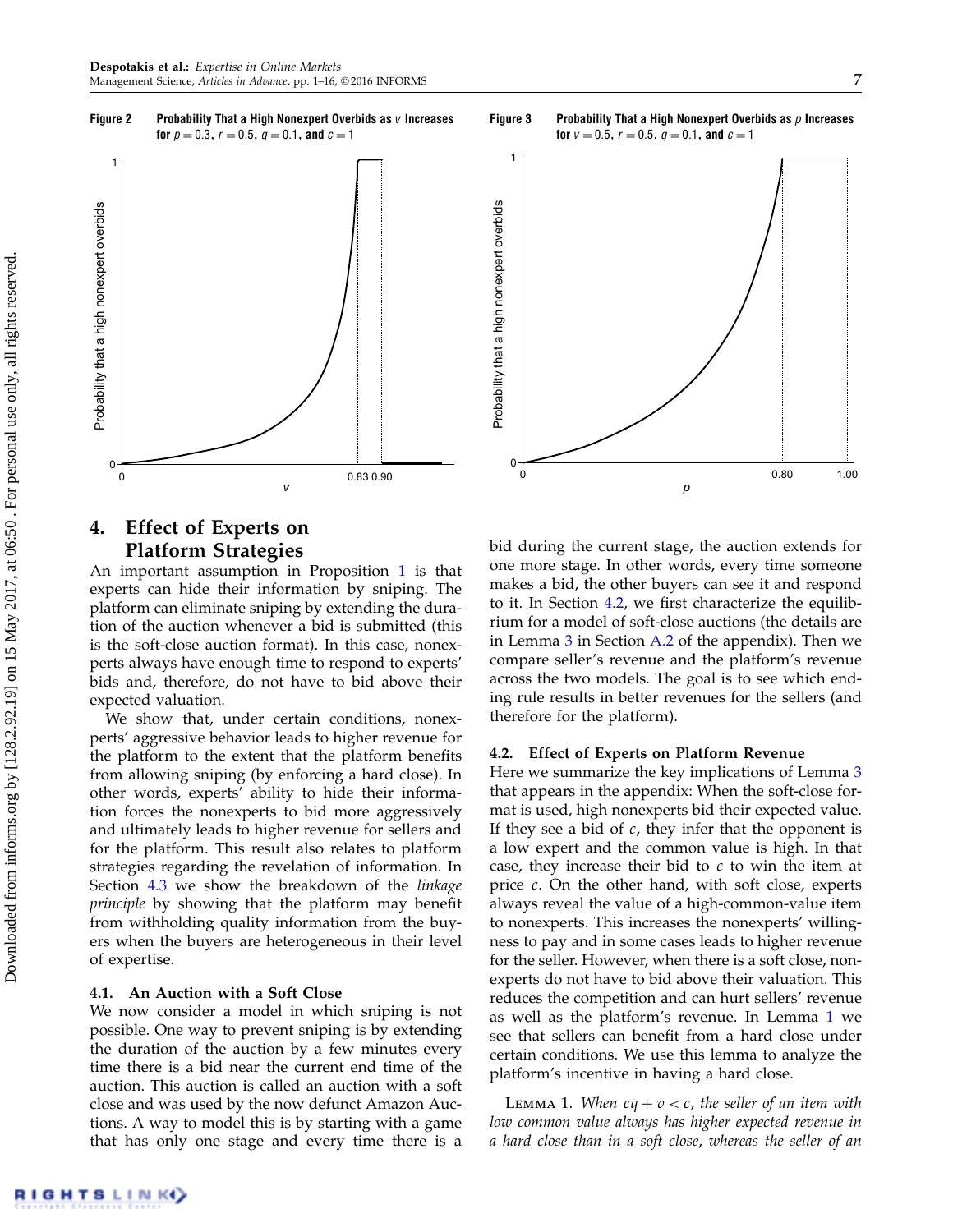Figure 2 Probability That a High Nonexpert Overbids as $v$ Increases for $p = 0.3$, $r = 0.5$, $q = 0.1$, and $c = 1$

Figure 3 Probability That a High Nonexpert Overbids as $p$ Increases for $v = 0.5$, $r = 0.5$, $q = 0.1$, and $c = 1$

## 4. Effect of Experts on Platform Strategies

An important assumption in Proposition 1 is that experts can hide their information by sniping. The platform can eliminate sniping by extending the duration of the auction whenever a bid is submitted (this is the soft-close auction format). In this case, nonexperts always have enough time to respond to experts' bids and, therefore, do not have to bid above their expected valuation.

We show that, under certain conditions, nonexperts' aggressive behavior leads to higher revenue for the platform to the extent that the platform benefits from allowing sniping (by enforcing a hard close). In other words, experts' ability to hide their information forces the nonexperts to bid more aggressively and ultimately leads to higher revenue for sellers and for the platform. This result also relates to platform strategies regarding the revelation of information. In Section 4.3 we show the breakdown of the *linkage principle* by showing that the platform may benefit from withholding quality information from the buyers when the buyers are heterogeneous in their level of expertise.

### 4.1. An Auction with a Soft Close

We now consider a model in which sniping is not possible. One way to prevent sniping is by extending the duration of the auction by a few minutes every time there is a bid near the current end time of the auction. This auction is called an auction with a soft close and was used by the now defunct Amazon Auctions. A way to model this is by starting with a game that has only one stage and every time there is a bid during the current stage, the auction extends for one more stage. In other words, every time someone makes a bid, the other buyers can see it and respond to it. In Section 4.2, we first characterize the equilibrium for a model of soft-close auctions (the details are in Lemma 3 in Section A.2 of the appendix). Then we compare seller's revenue and the platform's revenue across the two models. The goal is to see which ending rule results in better revenues for the sellers (and therefore for the platform).

### 4.2. Effect of Experts on Platform Revenue

Here we summarize the key implications of Lemma 3 that appears in the appendix: When the soft-close format is used, high nonexperts bid their expected value. If they see a bid of $c$, they infer that the opponent is a low expert and the common value is high. In that case, they increase their bid to $c$ to win the item at price $c$. On the other hand, with soft close, experts always reveal the value of a high-common-value item to nonexperts. This increases the nonexperts' willingness to pay and in some cases leads to higher revenue for the seller. However, when there is a soft close, nonexperts do not have to bid above their valuation. This reduces the competition and can hurt sellers' revenue as well as the platform's revenue. In Lemma 1 we see that sellers can benefit from a hard close under certain conditions. We use this lemma to analyze the platform's incentive in having a hard close.

Lemma 1. *When $cq + v < c$, the seller of an item with low common value always has higher expected revenue in a hard close than in a soft close, whereas the seller of an*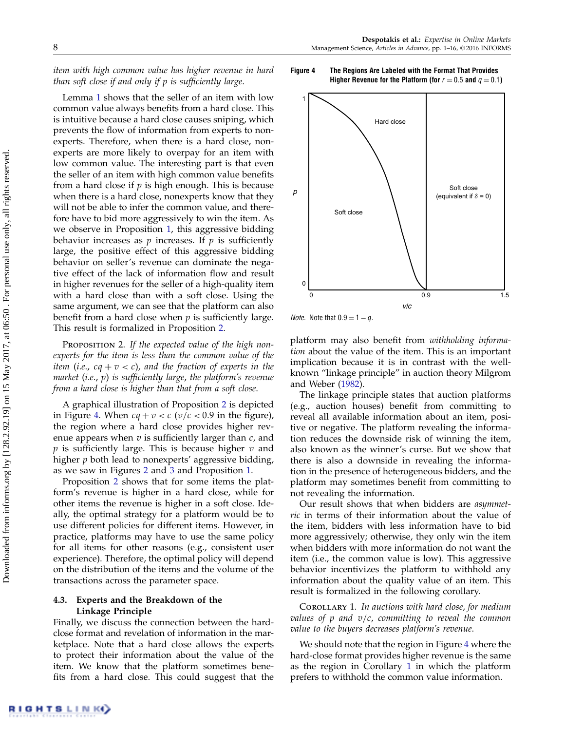*item with high common value has higher revenue in hard than soft close if and only if p is sufficiently large.*

Lemma 1 shows that the seller of an item with low common value always benefits from a hard close. This is intuitive because a hard close causes sniping, which prevents the flow of information from experts to nonexperts. Therefore, when there is a hard close, nonexperts are more likely to overpay for an item with low common value. The interesting part is that even the seller of an item with high common value benefits from a hard close if $p$ is high enough. This is because when there is a hard close, nonexperts know that they will not be able to infer the common value, and therefore have to bid more aggressively to win the item. As we observe in Proposition 1, this aggressive bidding behavior increases as $p$ increases. If $p$ is sufficiently large, the positive effect of this aggressive bidding behavior on seller's revenue can dominate the negative effect of the lack of information flow and result in higher revenues for the seller of a high-quality item with a hard close than with a soft close. Using the same argument, we can see that the platform can also benefit from a hard close when $p$ is sufficiently large. This result is formalized in Proposition 2.

Proposition 2. *If the expected value of the high nonexperts for the item is less than the common value of the item (i.e., $cq + v < c$), and the fraction of experts in the market (i.e., $p$) is sufficiently large, the platform's revenue from a hard close is higher than that from a soft close.*

A graphical illustration of Proposition 2 is depicted in Figure 4. When $cq + v < c$ ($v/c < 0.9$ in the figure), the region where a hard close provides higher revenue appears when $v$ is sufficiently larger than $c$, and $p$ is sufficiently large. This is because higher $v$ and higher $p$ both lead to nonexperts' aggressive bidding, as we saw in Figures 2 and 3 and Proposition 1.

Proposition 2 shows that for some items the platform's revenue is higher in a hard close, while for other items the revenue is higher in a soft close. Ideally, the optimal strategy for a platform would be to use different policies for different items. However, in practice, platforms may have to use the same policy for all items for other reasons (e.g., consistent user experience). Therefore, the optimal policy will depend on the distribution of the items and the volume of the transactions across the parameter space.

### 4.3. Experts and the Breakdown of the Linkage Principle

Finally, we discuss the connection between the hard-close format and revelation of information in the marketplace. Note that a hard close allows the experts to protect their information about the value of the item. We know that the platform sometimes benefits from a hard close. This could suggest that the platform may also benefit from *withholding information* about the value of the item. This is an important implication because it is in contrast with the well-known "linkage principle" in auction theory Milgrom and Weber (1982).

**Figure 4** The Regions Are Labeled with the Format That Provides Higher Revenue for the Platform (for $r = 0.5$ and $q = 0.1$)

*Note.* Note that $0.9 = 1 - q$.

The linkage principle states that auction platforms (e.g., auction houses) benefit from committing to reveal all available information about an item, positive or negative. The platform revealing the information reduces the downside risk of winning the item, also known as the winner's curse. But we show that there is also a downside in revealing the information in the presence of heterogeneous bidders, and the platform may sometimes benefit from committing to not revealing the information.

Our result shows that when bidders are *asymmetric* in terms of their information about the value of the item, bidders with less information have to bid more aggressively; otherwise, they only win the item when bidders with more information do not want the item (i.e., the common value is low). This aggressive behavior incentivizes the platform to withhold any information about the quality value of an item. This result is formalized in the following corollary.

Corollary 1. *In auctions with hard close, for medium values of $p$ and $v/c$, committing to reveal the common value to the buyers decreases platform's revenue.*

We should note that the region in Figure 4 where the hard-close format provides higher revenue is the same as the region in Corollary 1 in which the platform prefers to withhold the common value information.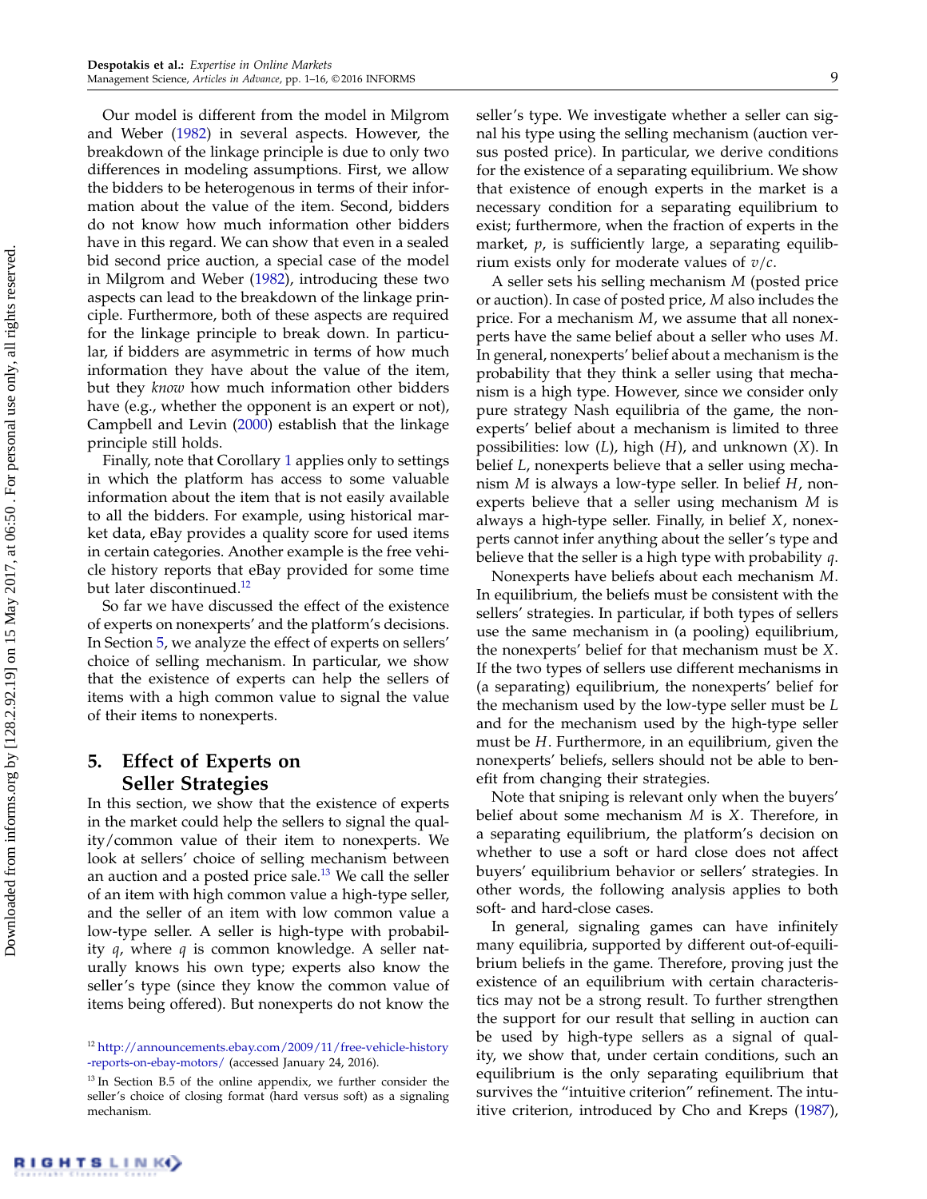Our model is different from the model in Milgrom and Weber (1982) in several aspects. However, the breakdown of the linkage principle is due to only two differences in modeling assumptions. First, we allow the bidders to be heterogenous in terms of their information about the value of the item. Second, bidders do not know how much information other bidders have in this regard. We can show that even in a sealed bid second price auction, a special case of the model in Milgrom and Weber (1982), introducing these two aspects can lead to the breakdown of the linkage principle. Furthermore, both of these aspects are required for the linkage principle to break down. In particular, if bidders are asymmetric in terms of how much information they have about the value of the item, but they *know* how much information other bidders have (e.g., whether the opponent is an expert or not), Campbell and Levin (2000) establish that the linkage principle still holds.

Finally, note that Corollary 1 applies only to settings in which the platform has access to some valuable information about the item that is not easily available to all the bidders. For example, using historical market data, eBay provides a quality score for used items in certain categories. Another example is the free vehicle history reports that eBay provided for some time but later discontinued.[12]

So far we have discussed the effect of the existence of experts on nonexperts' and the platform's decisions. In Section 5, we analyze the effect of experts on sellers' choice of selling mechanism. In particular, we show that the existence of experts can help the sellers of items with a high common value to signal the value of their items to nonexperts.

## 5. Effect of Experts on Seller Strategies

In this section, we show that the existence of experts in the market could help the sellers to signal the quality/common value of their item to nonexperts. We look at sellers' choice of selling mechanism between an auction and a posted price sale.[13] We call the seller of an item with high common value a high-type seller, and the seller of an item with low common value a low-type seller. A seller is high-type with probability $q$, where $q$ is common knowledge. A seller naturally knows his own type; experts also know the seller's type (since they know the common value of items being offered). But nonexperts do not know the seller's type. We investigate whether a seller can signal his type using the selling mechanism (auction versus posted price). In particular, we derive conditions for the existence of a separating equilibrium. We show that existence of enough experts in the market is a necessary condition for a separating equilibrium to exist; furthermore, when the fraction of experts in the market, $p$, is sufficiently large, a separating equilibrium exists only for moderate values of $v/c$.

A seller sets his selling mechanism $M$ (posted price or auction). In case of posted price, $M$ also includes the price. For a mechanism $M$, we assume that all nonexperts have the same belief about a seller who uses $M$. In general, nonexperts' belief about a mechanism is the probability that they think a seller using that mechanism is a high type. However, since we consider only pure strategy Nash equilibria of the game, the nonexperts' belief about a mechanism is limited to three possibilities: low ($L$), high ($H$), and unknown ($X$). In belief $L$, nonexperts believe that a seller using mechanism $M$ is always a low-type seller. In belief $H$, nonexperts believe that a seller using mechanism $M$ is always a high-type seller. Finally, in belief $X$, nonexperts cannot infer anything about the seller's type and believe that the seller is a high type with probability $q$.

Nonexperts have beliefs about each mechanism $M$. In equilibrium, the beliefs must be consistent with the sellers' strategies. In particular, if both types of sellers use the same mechanism in (a pooling) equilibrium, the nonexperts' belief for that mechanism must be $X$. If the two types of sellers use different mechanisms in (a separating) equilibrium, the nonexperts' belief for the mechanism used by the low-type seller must be $L$ and for the mechanism used by the high-type seller must be $H$. Furthermore, in an equilibrium, given the nonexperts' beliefs, sellers should not be able to benefit from changing their strategies.

Note that sniping is relevant only when the buyers' belief about some mechanism $M$ is $X$. Therefore, in a separating equilibrium, the platform's decision on whether to use a soft or hard close does not affect buyers' equilibrium behavior or sellers' strategies. In other words, the following analysis applies to both soft- and hard-close cases.

In general, signaling games can have infinitely many equilibria, supported by different out-of-equilibrium beliefs in the game. Therefore, proving just the existence of an equilibrium with certain characteristics may not be a strong result. To further strengthen the support for our result that selling in auction can be used by high-type sellers as a signal of quality, we show that, under certain conditions, such an equilibrium is the only separating equilibrium that survives the "intuitive criterion" refinement. The intuitive criterion, introduced by Cho and Kreps (1987),

[12] http://announcements.ebay.com/2009/11/free-vehicle-history-reports-on-ebay-motors/ (accessed January 24, 2016).

[13] In Section B.5 of the online appendix, we further consider the seller's choice of closing format (hard versus soft) as a signaling mechanism.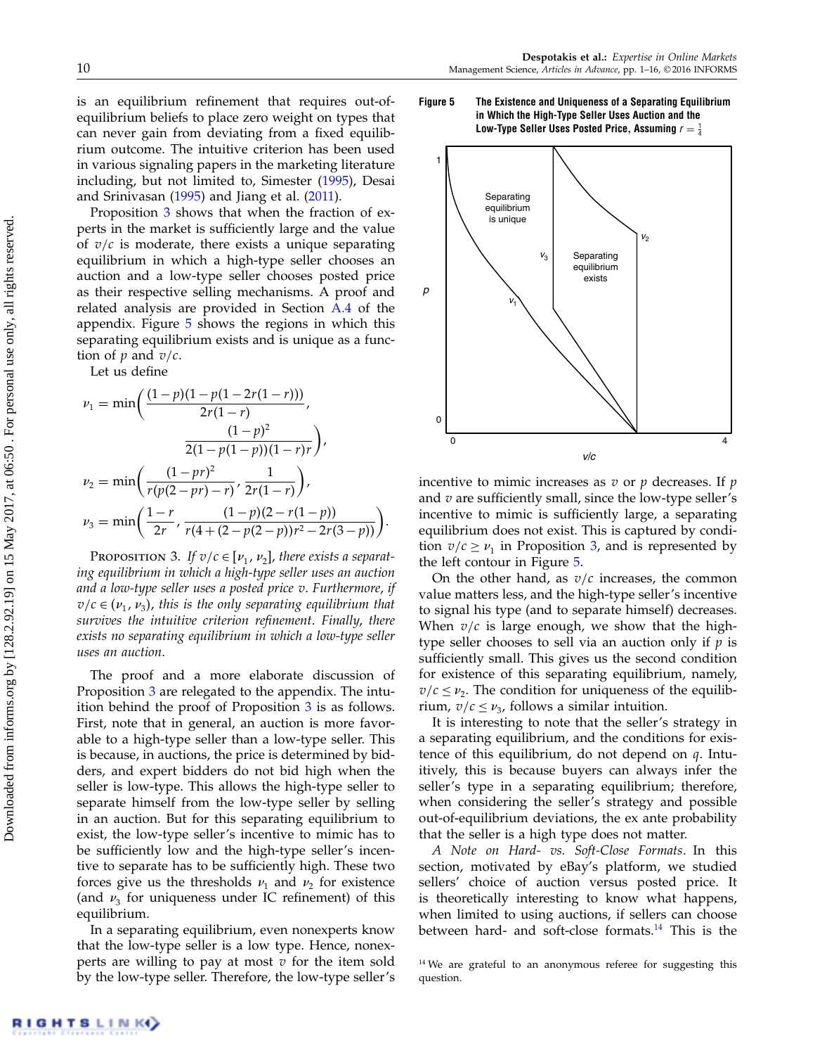is an equilibrium refinement that requires out-of-equilibrium beliefs to place zero weight on types that can never gain from deviating from a fixed equilibrium outcome. The intuitive criterion has been used in various signaling papers in the marketing literature including, but not limited to, Simester (1995), Desai and Srinivasan (1995) and Jiang et al. (2011).

Proposition 3 shows that when the fraction of experts in the market is sufficiently large and the value of $v/c$ is moderate, there exists a unique separating equilibrium in which a high-type seller chooses an auction and a low-type seller chooses posted price as their respective selling mechanisms. A proof and related analysis are provided in Section A.4 of the appendix. Figure 5 shows the regions in which this separating equilibrium exists and is unique as a function of $p$ and $v/c$.

Let us define

$$\nu_1 = \min\left(\frac{(1-p)(1-p(1-2r(1-r)))}{2r(1-r)}, \frac{(1-p)^2}{2(1-p(1-p))(1-r)r}\right),$$

$$\nu_2 = \min\left(\frac{(1-pr)^2}{r(p(2-pr)-r)}, \frac{1}{2r(1-r)}\right),$$

$$\nu_3 = \min\left(\frac{1-r}{2r}, \frac{(1-p)(2-r(1-p))}{r(4+(2-p(2-p))r^2-2r(3-p))}\right).$$

Proposition 3. *If $v/c \in [\nu_1, \nu_2]$, there exists a separating equilibrium in which a high-type seller uses an auction and a low-type seller uses a posted price $v$. Furthermore, if $v/c \in (\nu_1, \nu_3)$, this is the only separating equilibrium that survives the intuitive criterion refinement. Finally, there exists no separating equilibrium in which a low-type seller uses an auction.*

The proof and a more elaborate discussion of Proposition 3 are relegated to the appendix. The intuition behind the proof of Proposition 3 is as follows. First, note that in general, an auction is more favorable to a high-type seller than a low-type seller. This is because, in auctions, the price is determined by bidders, and expert bidders do not bid high when the seller is low-type. This allows the high-type seller to separate himself from the low-type seller by selling in an auction. But for this separating equilibrium to exist, the low-type seller's incentive to mimic has to be sufficiently low and the high-type seller's incentive to separate has to be sufficiently high. These two forces give us the thresholds $\nu_1$ and $\nu_2$ for existence (and $\nu_3$ for uniqueness under IC refinement) of this equilibrium.

In a separating equilibrium, even nonexperts know that the low-type seller is a low type. Hence, nonexperts are willing to pay at most $v$ for the item sold by the low-type seller. Therefore, the low-type seller's incentive to mimic increases as $v$ or $p$ decreases. If $p$ and $v$ are sufficiently small, since the low-type seller's incentive to mimic is sufficiently large, a separating equilibrium does not exist. This is captured by condition $v/c \geq \nu_1$ in Proposition 3, and is represented by the left contour in Figure 5.

**Figure 5** The Existence and Uniqueness of a Separating Equilibrium in Which the High-Type Seller Uses Auction and the Low-Type Seller Uses Posted Price, Assuming $r = \frac{1}{4}$

On the other hand, as $v/c$ increases, the common value matters less, and the high-type seller's incentive to signal his type (and to separate himself) decreases. When $v/c$ is large enough, we show that the high-type seller chooses to sell via an auction only if $p$ is sufficiently small. This gives us the second condition for existence of this separating equilibrium, namely, $v/c \leq \nu_2$. The condition for uniqueness of the equilibrium, $v/c \leq \nu_3$, follows a similar intuition.

It is interesting to note that the seller's strategy in a separating equilibrium, and the conditions for existence of this equilibrium, do not depend on $q$. Intuitively, this is because buyers can always infer the seller's type in a separating equilibrium; therefore, when considering the seller's strategy and possible out-of-equilibrium deviations, the ex ante probability that the seller is a high type does not matter.

*A Note on Hard- vs. Soft-Close Formats.* In this section, motivated by eBay's platform, we studied sellers' choice of auction versus posted price. It is theoretically interesting to know what happens, when limited to using auctions, if sellers can choose between hard- and soft-close formats.[14] This is the

[14] We are grateful to an anonymous referee for suggesting this question.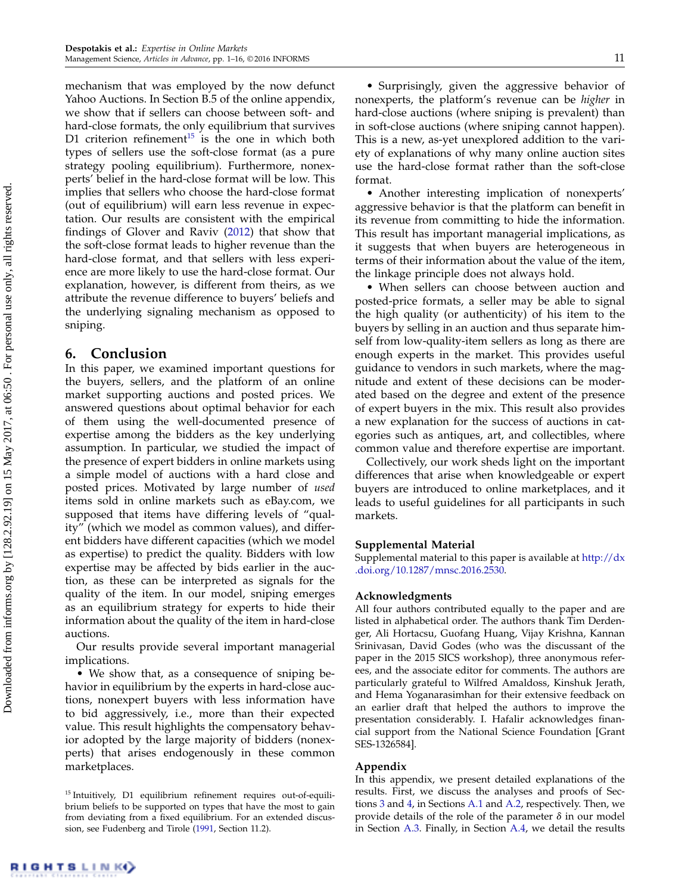mechanism that was employed by the now defunct Yahoo Auctions. In Section B.5 of the online appendix, we show that if sellers can choose between soft- and hard-close formats, the only equilibrium that survives D1 criterion refinement[15] is the one in which both types of sellers use the soft-close format (as a pure strategy pooling equilibrium). Furthermore, nonexperts' belief in the hard-close format will be low. This implies that sellers who choose the hard-close format (out of equilibrium) will earn less revenue in expectation. Our results are consistent with the empirical findings of Glover and Raviv (2012) that show that the soft-close format leads to higher revenue than the hard-close format, and that sellers with less experience are more likely to use the hard-close format. Our explanation, however, is different from theirs, as we attribute the revenue difference to buyers' beliefs and the underlying signaling mechanism as opposed to sniping.

## 6. Conclusion

In this paper, we examined important questions for the buyers, sellers, and the platform of an online market supporting auctions and posted prices. We answered questions about optimal behavior for each of them using the well-documented presence of expertise among the bidders as the key underlying assumption. In particular, we studied the impact of the presence of expert bidders in online markets using a simple model of auctions with a hard close and posted prices. Motivated by large number of *used* items sold in online markets such as eBay.com, we supposed that items have differing levels of "quality" (which we model as common values), and different bidders have different capacities (which we model as expertise) to predict the quality. Bidders with low expertise may be affected by bids earlier in the auction, as these can be interpreted as signals for the quality of the item. In our model, sniping emerges as an equilibrium strategy for experts to hide their information about the quality of the item in hard-close auctions.

Our results provide several important managerial implications.

- We show that, as a consequence of sniping behavior in equilibrium by the experts in hard-close auctions, nonexpert buyers with less information have to bid aggressively, i.e., more than their expected value. This result highlights the compensatory behavior adopted by the large majority of bidders (nonexperts) that arises endogenously in these common marketplaces.
- Surprisingly, given the aggressive behavior of nonexperts, the platform's revenue can be *higher* in hard-close auctions (where sniping is prevalent) than in soft-close auctions (where sniping cannot happen). This is a new, as-yet unexplored addition to the variety of explanations of why many online auction sites use the hard-close format rather than the soft-close format.
- Another interesting implication of nonexperts' aggressive behavior is that the platform can benefit in its revenue from committing to hide the information. This result has important managerial implications, as it suggests that when buyers are heterogeneous in terms of their information about the value of the item, the linkage principle does not always hold.
- When sellers can choose between auction and posted-price formats, a seller may be able to signal the high quality (or authenticity) of his item to the buyers by selling in an auction and thus separate himself from low-quality-item sellers as long as there are enough experts in the market. This provides useful guidance to vendors in such markets, where the magnitude and extent of these decisions can be moderated based on the degree and extent of the presence of expert buyers in the mix. This result also provides a new explanation for the success of auctions in categories such as antiques, art, and collectibles, where common value and therefore expertise are important.

Collectively, our work sheds light on the important differences that arise when knowledgeable or expert buyers are introduced to online marketplaces, and it leads to useful guidelines for all participants in such markets.

### Supplemental Material

Supplemental material to this paper is available at http://dx.doi.org/10.1287/mnsc.2016.2530.

### Acknowledgments

All four authors contributed equally to the paper and are listed in alphabetical order. The authors thank Tim Derdenger, Ali Hortacsu, Guofang Huang, Vijay Krishna, Kannan Srinivasan, David Godes (who was the discussant of the paper in the 2015 SICS workshop), three anonymous referees, and the associate editor for comments. The authors are particularly grateful to Wilfred Amaldoss, Kinshuk Jerath, and Hema Yoganarasimhan for their extensive feedback on an earlier draft that helped the authors to improve the presentation considerably. I. Hafalir acknowledges financial support from the National Science Foundation [Grant SES-1326584].

### Appendix

In this appendix, we present detailed explanations of the results. First, we discuss the analyses and proofs of Sections 3 and 4, in Sections A.1 and A.2, respectively. Then, we provide details of the role of the parameter $\delta$ in our model in Section A.3. Finally, in Section A.4, we detail the results

[15] Intuitively, D1 equilibrium refinement requires out-of-equilibrium beliefs to be supported on types that have the most to gain from deviating from a fixed equilibrium. For an extended discussion, see Fudenberg and Tirole (1991, Section 11.2).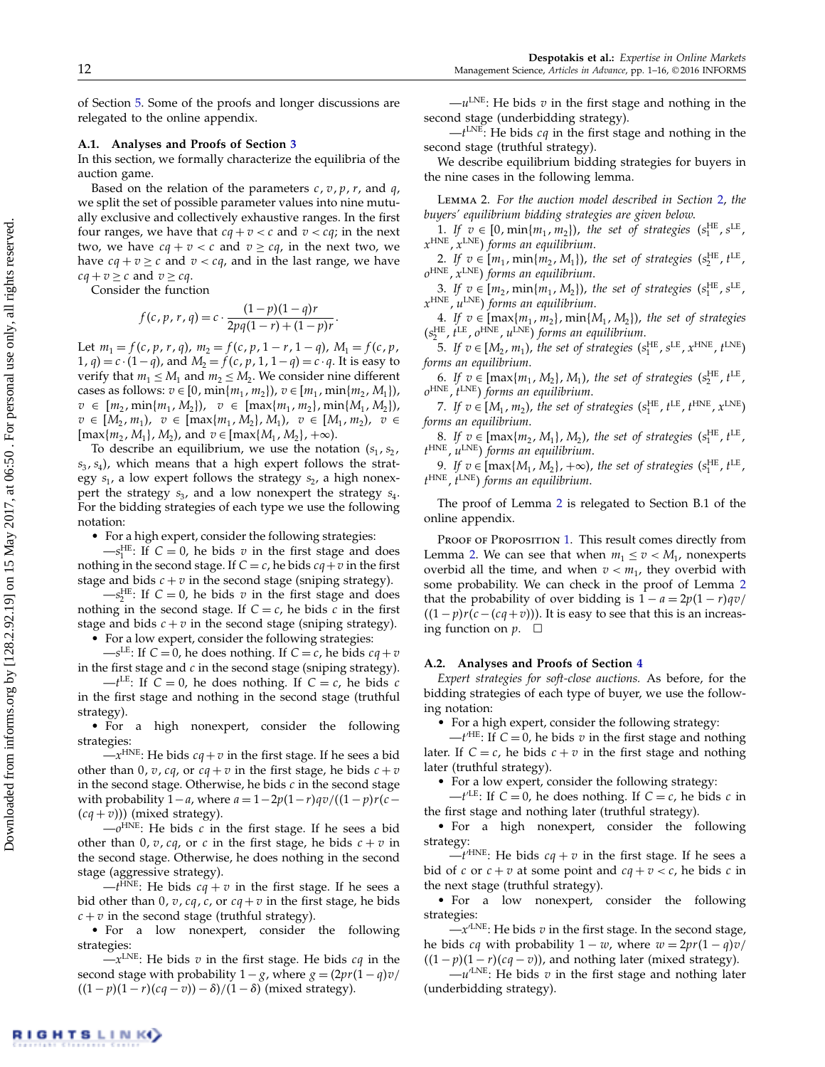of Section 5. Some of the proofs and longer discussions are relegated to the online appendix.

### A.1. Analyses and Proofs of Section 3

In this section, we formally characterize the equilibria of the auction game.

Based on the relation of the parameters $c, v, p, r$, and $q$, we split the set of possible parameter values into nine mutually exclusive and collectively exhaustive ranges. In the first four ranges, we have that $cq+v<c$ and $v<cq$; in the next two, we have $cq+v<c$ and $v\geq cq$, in the next two, we have $cq+v\geq c$ and $v<cq$, and in the last range, we have $cq+v\geq c$ and $v\geq cq$.

Consider the function

$$f(c,p,r,q)=c\cdot\frac{(1-p)(1-q)r}{2pq(1-r)+(1-p)r}.$$

Let $m_1=f(c,p,r,q)$, $m_2=f(c,p,1-r,1-q)$, $M_1=f(c,p,1,q)=c\cdot(1-q)$, and $M_2=f(c,p,1,1-q)=c\cdot q$. It is easy to verify that $m_1\leq M_1$ and $m_2\leq M_2$. We consider nine different cases as follows: $v\in[0,\min\{m_1,m_2\})$, $v\in[m_1,\min\{m_2,M_1\})$, $v\in[m_2,\min\{m_1,M_2\})$, $v\in[\max\{m_1,m_2\},\min\{M_1,M_2\})$, $v\in[M_2,m_1)$, $v\in[\max\{m_1,M_2\},M_1)$, $v\in[M_1,m_2)$, $v\in[\max\{m_2,M_1\},M_2)$, and $v\in[\max\{M_1,M_2\},+\infty)$.

To describe an equilibrium, we use the notation $(s_1,s_2,s_3,s_4)$, which means that a high expert follows the strategy $s_1$, a low expert follows the strategy $s_2$, a high nonexpert the strategy $s_3$, and a low nonexpert the strategy $s_4$. For the bidding strategies of each type we use the following notation:

- For a high expert, consider the following strategies:
  - —$s_1^{\mathrm{HE}}$: If $C=0$, he bids $v$ in the first stage and does nothing in the second stage. If $C=c$, he bids $cq+v$ in the first stage and bids $c+v$ in the second stage (sniping strategy).
  - —$s_2^{\mathrm{HE}}$: If $C=0$, he bids $v$ in the first stage and does nothing in the second stage. If $C=c$, he bids $c$ in the first stage and bids $c+v$ in the second stage (sniping strategy).
- For a low expert, consider the following strategies:
  - —$s^{\mathrm{LE}}$: If $C=0$, he does nothing. If $C=c$, he bids $cq+v$ in the first stage and $c$ in the second stage (sniping strategy).
  - —$t^{\mathrm{LE}}$: If $C=0$, he does nothing. If $C=c$, he bids $c$ in the first stage and nothing in the second stage (truthful strategy).
- For a high nonexpert, consider the following strategies:
  - —$x^{\mathrm{HNE}}$: He bids $cq+v$ in the first stage. If he sees a bid other than $0$, $v$, $cq$, or $cq+v$ in the first stage, he bids $c+v$ in the second stage. Otherwise, he bids $c$ in the second stage with probability $1-a$, where $a=1-2p(1-r)qv/((1-p)r(c-(cq+v)))$ (mixed strategy).
  - —$o^{\mathrm{HNE}}$: He bids $c$ in the first stage. If he sees a bid other than $0$, $v$, $cq$, or $c$ in the first stage, he bids $c+v$ in the second stage. Otherwise, he does nothing in the second stage (aggressive strategy).
  - —$t^{\mathrm{HNE}}$: He bids $cq+v$ in the first stage. If he sees a bid other than $0$, $v$, $cq$, $c$, or $cq+v$ in the first stage, he bids $c+v$ in the second stage (truthful strategy).
- For a low nonexpert, consider the following strategies:
  - —$x^{\mathrm{LNE}}$: He bids $v$ in the first stage. He bids $cq$ in the second stage with probability $1-g$, where $g=(2pr(1-q)v/((1-p)(1-r)(cq-v))-\delta)/(1-\delta)$ (mixed strategy).
  - —$u^{\mathrm{LNE}}$: He bids $v$ in the first stage and nothing in the second stage (underbidding strategy).
  - —$t^{\mathrm{LNE}}$: He bids $cq$ in the first stage and nothing in the second stage (truthful strategy).

We describe equilibrium bidding strategies for buyers in the nine cases in the following lemma.

Lemma 2. *For the auction model described in Section 2, the buyers' equilibrium bidding strategies are given below.*

1. *If $v\in[0,\min\{m_1,m_2\})$, the set of strategies $(s_1^{\mathrm{HE}},s^{\mathrm{LE}},x^{\mathrm{HNE}},x^{\mathrm{LNE}})$ forms an equilibrium.*
2. *If $v\in[m_1,\min\{m_2,M_1\})$, the set of strategies $(s_2^{\mathrm{HE}},t^{\mathrm{LE}},o^{\mathrm{HNE}},x^{\mathrm{LNE}})$ forms an equilibrium.*
3. *If $v\in[m_2,\min\{m_1,M_2\})$, the set of strategies $(s_1^{\mathrm{HE}},s^{\mathrm{LE}},x^{\mathrm{HNE}},u^{\mathrm{LNE}})$ forms an equilibrium.*
4. *If $v\in[\max\{m_1,m_2\},\min\{M_1,M_2\})$, the set of strategies $(s_2^{\mathrm{HE}},t^{\mathrm{LE}},o^{\mathrm{HNE}},u^{\mathrm{LNE}})$ forms an equilibrium.*
5. *If $v\in[M_2,m_1)$, the set of strategies $(s_1^{\mathrm{HE}},s^{\mathrm{LE}},x^{\mathrm{HNE}},t^{\mathrm{LNE}})$ forms an equilibrium.*
6. *If $v\in[\max\{m_1,M_2\},M_1)$, the set of strategies $(s_2^{\mathrm{HE}},t^{\mathrm{LE}},o^{\mathrm{HNE}},t^{\mathrm{LNE}})$ forms an equilibrium.*
7. *If $v\in[M_1,m_2)$, the set of strategies $(s_1^{\mathrm{HE}},t^{\mathrm{LE}},t^{\mathrm{HNE}},x^{\mathrm{LNE}})$ forms an equilibrium.*
8. *If $v\in[\max\{m_2,M_1\},M_2)$, the set of strategies $(s_1^{\mathrm{HE}},t^{\mathrm{LE}},t^{\mathrm{HNE}},u^{\mathrm{LNE}})$ forms an equilibrium.*
9. *If $v\in[\max\{M_1,M_2\},+\infty)$, the set of strategies $(s_1^{\mathrm{HE}},t^{\mathrm{LE}},t^{\mathrm{HNE}},t^{\mathrm{LNE}})$ forms an equilibrium.*

The proof of Lemma 2 is relegated to Section B.1 of the online appendix.

Proof of Proposition 1. This result comes directly from Lemma 2. We can see that when $m_1\leq v<M_1$, nonexperts overbid all the time, and when $v<m_1$, they overbid with some probability. We can check in the proof of Lemma 2 that the probability of over bidding is $1-a=2p(1-r)qv/((1-p)r(c-(cq+v)))$. It is easy to see that this is an increasing function on $p$. □

### A.2. Analyses and Proofs of Section 4

*Expert strategies for soft-close auctions.* As before, for the bidding strategies of each type of buyer, we use the following notation:

- For a high expert, consider the following strategy:
  - —$t'^{\mathrm{HE}}$: If $C=0$, he bids $v$ in the first stage and nothing later. If $C=c$, he bids $c+v$ in the first stage and nothing later (truthful strategy).
- For a low expert, consider the following strategy:
  - —$t'^{\mathrm{LE}}$: If $C=0$, he does nothing. If $C=c$, he bids $c$ in the first stage and nothing later (truthful strategy).
- For a high nonexpert, consider the following strategy:
  - —$t'^{\mathrm{HNE}}$: He bids $cq+v$ in the first stage. If he sees a bid of $c$ or $c+v$ at some point and $cq+v<c$, he bids $c$ in the next stage (truthful strategy).
- For a low nonexpert, consider the following strategies:
  - —$x'^{\mathrm{LNE}}$: He bids $v$ in the first stage. In the second stage, he bids $cq$ with probability $1-w$, where $w=2pr(1-q)v/((1-p)(1-r)(cq-v))$, and nothing later (mixed strategy).
  - —$u'^{\mathrm{LNE}}$: He bids $v$ in the first stage and nothing later (underbidding strategy).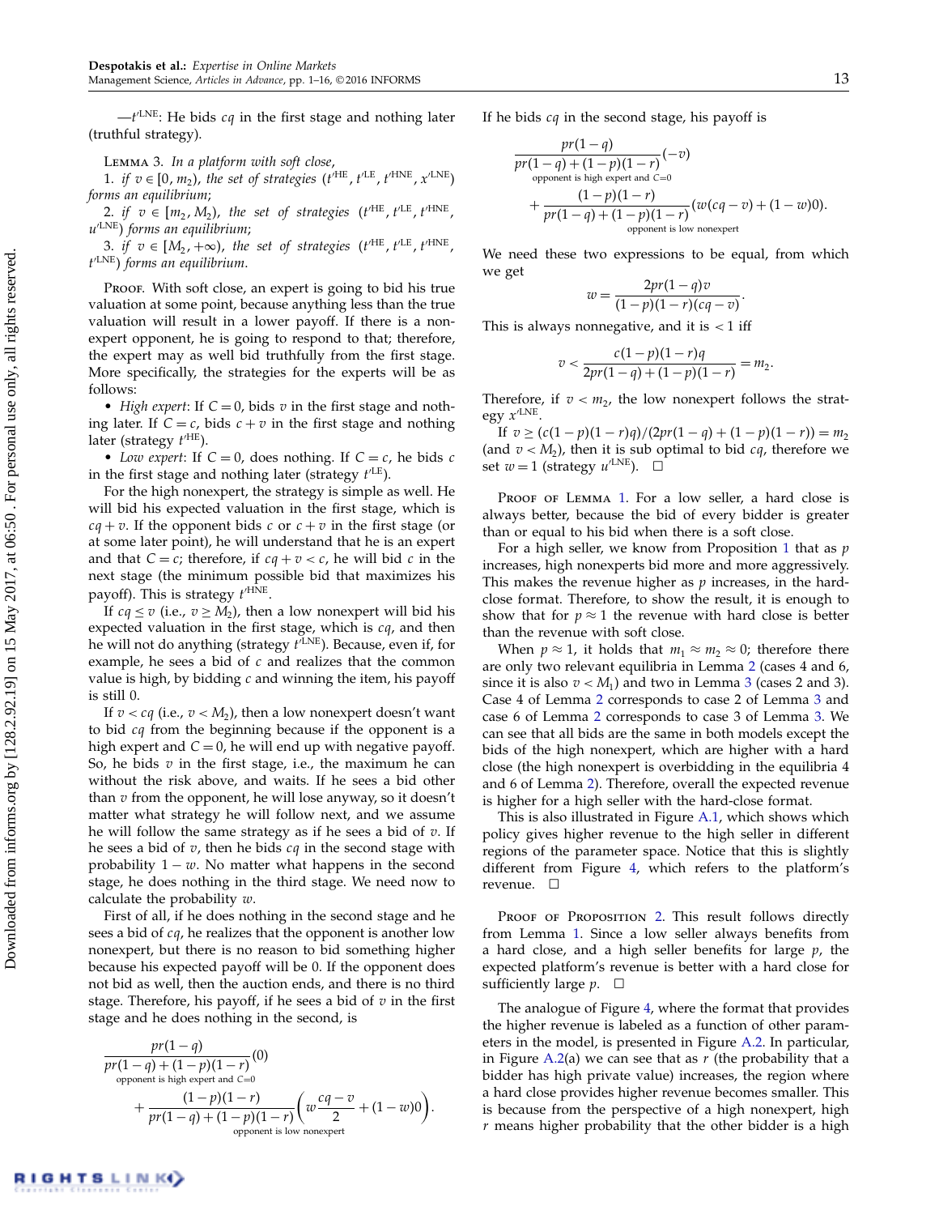—$t'^{\text{LNE}}$: He bids $cq$ in the first stage and nothing later (truthful strategy).

Lemma 3. *In a platform with soft close,*
1. *if $v \in [0, m_2)$, the set of strategies ($t'^{\text{HE}}$, $t'^{\text{LE}}$, $t'^{\text{HNE}}$, $x'^{\text{LNE}}$) forms an equilibrium;*
2. *if $v \in [m_2, M_2)$, the set of strategies ($t'^{\text{HE}}$, $t'^{\text{LE}}$, $t'^{\text{HNE}}$, $u'^{\text{LNE}}$) forms an equilibrium;*
3. *if $v \in [M_2, +\infty)$, the set of strategies ($t'^{\text{HE}}$, $t'^{\text{LE}}$, $t'^{\text{HNE}}$, $t'^{\text{LNE}}$) forms an equilibrium.*

Proof. With soft close, an expert is going to bid his true valuation at some point, because anything less than the true valuation will result in a lower payoff. If there is a nonexpert opponent, he is going to respond to that; therefore, the expert may as well bid truthfully from the first stage. More specifically, the strategies for the experts will be as follows:

- *High expert*: If $C = 0$, bids $v$ in the first stage and nothing later. If $C = c$, bids $c + v$ in the first stage and nothing later (strategy $t'^{\text{HE}}$).
- *Low expert*: If $C = 0$, does nothing. If $C = c$, he bids $c$ in the first stage and nothing later (strategy $t'^{\text{LE}}$).

For the high nonexpert, the strategy is simple as well. He will bid his expected valuation in the first stage, which is $cq + v$. If the opponent bids $c$ or $c + v$ in the first stage (or at some later point), he will understand that he is an expert and that $C = c$; therefore, if $cq + v < c$, he will bid $c$ in the next stage (the minimum possible bid that maximizes his payoff). This is strategy $t'^{\text{HNE}}$.

If $cq \leq v$ (i.e., $v \geq M_2$), then a low nonexpert will bid his expected valuation in the first stage, which is $cq$, and then he will not do anything (strategy $t'^{\text{LNE}}$). Because, even if, for example, he sees a bid of $c$ and realizes that the common value is high, by bidding $c$ and winning the item, his payoff is still 0.

If $v < cq$ (i.e., $v < M_2$), then a low nonexpert doesn't want to bid $cq$ from the beginning because if the opponent is a high expert and $C = 0$, he will end up with negative payoff. So, he bids $v$ in the first stage, i.e., the maximum he can without the risk above, and waits. If he sees a bid other than $v$ from the opponent, he will lose anyway, so it doesn't matter what strategy he will follow next, and we assume he will follow the same strategy as if he sees a bid of $v$. If he sees a bid of $v$, then he bids $cq$ in the second stage with probability $1 - w$. No matter what happens in the second stage, he does nothing in the third stage. We need now to calculate the probability $w$.

First of all, if he does nothing in the second stage and he sees a bid of $cq$, he realizes that the opponent is another low nonexpert, but there is no reason to bid something higher because his expected payoff will be 0. If the opponent does not bid as well, then the auction ends, and there is no third stage. Therefore, his payoff, if he sees a bid of $v$ in the first stage and he does nothing in the second, is

$$\underbrace{\frac{pr(1-q)}{pr(1-q)+(1-p)(1-r)}}_{\text{opponent is high expert and } C=0}(0) + \underbrace{\frac{(1-p)(1-r)}{pr(1-q)+(1-p)(1-r)}}_{\text{opponent is low nonexpert}}\left(w\frac{cq-v}{2}+(1-w)0\right).$$

If he bids $cq$ in the second stage, his payoff is

$$\underbrace{\frac{pr(1-q)}{pr(1-q)+(1-p)(1-r)}}_{\text{opponent is high expert and } C=0}(-v) + \underbrace{\frac{(1-p)(1-r)}{pr(1-q)+(1-p)(1-r)}}_{\text{opponent is low nonexpert}}(w(cq-v)+(1-w)0).$$

We need these two expressions to be equal, from which we get

$$w = \frac{2pr(1-q)v}{(1-p)(1-r)(cq-v)}.$$

This is always nonnegative, and it is $< 1$ iff

$$v < \frac{c(1-p)(1-r)q}{2pr(1-q)+(1-p)(1-r)} = m_2.$$

Therefore, if $v < m_2$, the low nonexpert follows the strategy $x'^{\text{LNE}}$.

If $v \geq (c(1-p)(1-r)q)/(2pr(1-q)+(1-p)(1-r)) = m_2$ (and $v < M_2$), then it is sub optimal to bid $cq$, therefore we set $w = 1$ (strategy $u'^{\text{LNE}}$). □

Proof of Lemma 1. For a low seller, a hard close is always better, because the bid of every bidder is greater than or equal to his bid when there is a soft close.

For a high seller, we know from Proposition 1 that as $p$ increases, high nonexperts bid more and more aggressively. This makes the revenue higher as $p$ increases, in the hard-close format. Therefore, to show the result, it is enough to show that for $p \approx 1$ the revenue with hard close is better than the revenue with soft close.

When $p \approx 1$, it holds that $m_1 \approx m_2 \approx 0$; therefore there are only two relevant equilibria in Lemma 2 (cases 4 and 6, since it is also $v < M_1$) and two in Lemma 3 (cases 2 and 3). Case 4 of Lemma 2 corresponds to case 2 of Lemma 3 and case 6 of Lemma 2 corresponds to case 3 of Lemma 3. We can see that all bids are the same in both models except the bids of the high nonexpert, which are higher with a hard close (the high nonexpert is overbidding in the equilibria 4 and 6 of Lemma 2). Therefore, overall the expected revenue is higher for a high seller with the hard-close format.

This is also illustrated in Figure A.1, which shows which policy gives higher revenue to the high seller in different regions of the parameter space. Notice that this is slightly different from Figure 4, which refers to the platform's revenue. □

Proof of Proposition 2. This result follows directly from Lemma 1. Since a low seller always benefits from a hard close, and a high seller benefits for large $p$, the expected platform's revenue is better with a hard close for sufficiently large $p$. □

The analogue of Figure 4, where the format that provides the higher revenue is labeled as a function of other parameters in the model, is presented in Figure A.2. In particular, in Figure A.2(a) we can see that as $r$ (the probability that a bidder has high private value) increases, the region where a hard close provides higher revenue becomes smaller. This is because from the perspective of a high nonexpert, high $r$ means higher probability that the other bidder is a high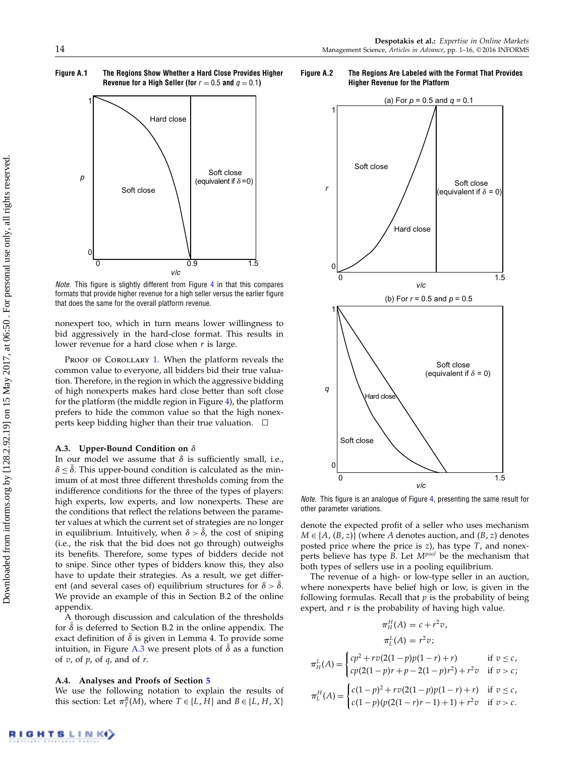**Figure A.1 The Regions Show Whether a Hard Close Provides Higher Revenue for a High Seller (for $r = 0.5$ and $q = 0.1$)**

*Note.* This figure is slightly different from Figure 4 in that this compares formats that provide higher revenue for a high seller versus the earlier figure that does the same for the overall platform revenue.

**Figure A.2 The Regions Are Labeled with the Format That Provides Higher Revenue for the Platform**

*Note.* This figure is an analogue of Figure 4, presenting the same result for other parameter variations.

nonexpert too, which in turn means lower willingness to bid aggressively in the hard-close format. This results in lower revenue for a hard close when $r$ is large.

Proof of Corollary 1. When the platform reveals the common value to everyone, all bidders bid their true valuation. Therefore, in the region in which the aggressive bidding of high nonexperts makes hard close better than soft close for the platform (the middle region in Figure 4), the platform prefers to hide the common value so that the high nonexperts keep bidding higher than their true valuation. □

### A.3. Upper-Bound Condition on $\delta$

In our model we assume that $\delta$ is sufficiently small, i.e., $\delta \leq \bar{\delta}$. This upper-bound condition is calculated as the minimum of at most three different thresholds coming from the indifference conditions for the three of the types of players: high experts, low experts, and low nonexperts. These are the conditions that reflect the relations between the parameter values at which the current set of strategies are no longer in equilibrium. Intuitively, when $\delta > \bar{\delta}$, the cost of sniping (i.e., the risk that the bid does not go through) outweighs its benefits. Therefore, some types of bidders decide not to snipe. Since other types of bidders know this, they also have to update their strategies. As a result, we get different (and several cases of) equilibrium structures for $\delta > \bar{\delta}$. We provide an example of this in Section B.2 of the online appendix.

A thorough discussion and calculation of the thresholds for $\bar{\delta}$ is deferred to Section B.2 in the online appendix. The exact definition of $\bar{\delta}$ is given in Lemma 4. To provide some intuition, in Figure A.3 we present plots of $\bar{\delta}$ as a function of $v$, of $p$, of $q$, and of $r$.

### A.4. Analyses and Proofs of Section 5

We use the following notation to explain the results of this section: Let $\pi_T^B(M)$, where $T \in \{L, H\}$ and $B \in \{L, H, X\}$ denote the expected profit of a seller who uses mechanism $M \in \{A, (B, z)\}$ (where $A$ denotes auction, and $(B, z)$ denotes posted price where the price is $z$), has type $T$, and nonexperts believe has type $B$. Let $M^{pool}$ be the mechanism that both types of sellers use in a pooling equilibrium.

The revenue of a high- or low-type seller in an auction, where nonexperts have belief high or low, is given in the following formulas. Recall that $p$ is the probability of being expert, and $r$ is the probability of having high value.

$$\pi_H^H(A) = c + r^2 v,$$

$$\pi_L^L(A) = r^2 v;$$

$$\pi_H^L(A) = \begin{cases} cp^2 + rv(2(1-p)p(1-r)+r) & \text{if } v \leq c, \\ cp(2(1-p)r + p - 2(1-p)r^2) + r^2 v & \text{if } v > c; \end{cases}$$

$$\pi_L^H(A) = \begin{cases} c(1-p)^2 + rv(2(1-p)p(1-r)+r) & \text{if } v \leq c, \\ c(1-p)(p(2(1-r)r-1)+1) + r^2 v & \text{if } v > c. \end{cases}$$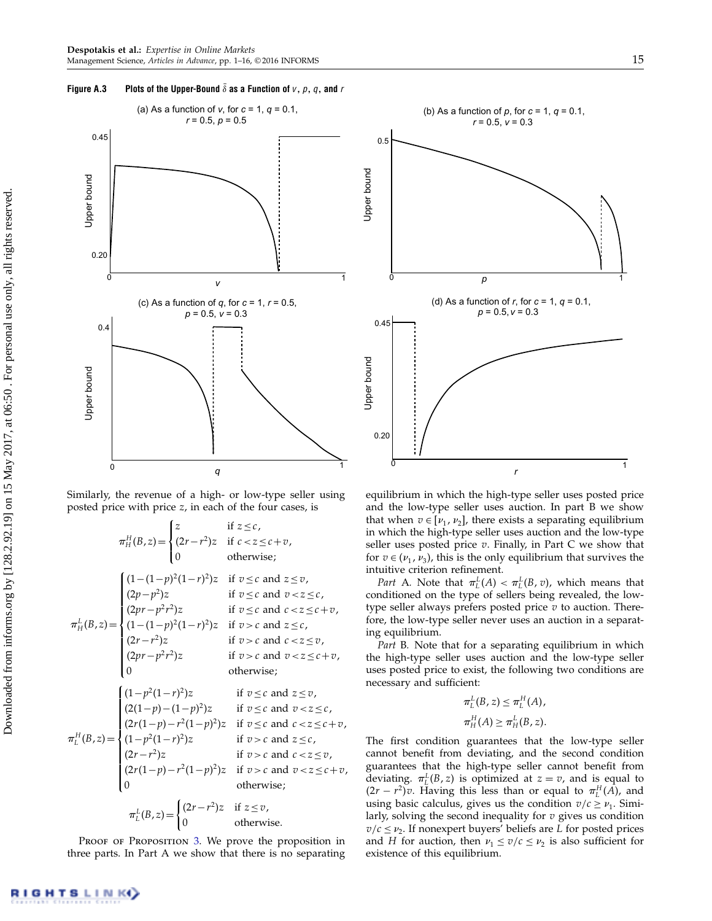**Figure A.3 Plots of the Upper-Bound $\bar{\delta}$ as a Function of $v$, $p$, $q$, and $r$**

(a) As a function of $v$, for $c = 1$, $q = 0.1$, $r = 0.5$, $p = 0.5$

(b) As a function of $p$, for $c = 1$, $q = 0.1$, $r = 0.5$, $v = 0.3$

(c) As a function of $q$, for $c = 1$, $r = 0.5$, $p = 0.5$, $v = 0.3$

(d) As a function of $r$, for $c = 1$, $q = 0.1$, $p = 0.5$, $v = 0.3$

Similarly, the revenue of a high- or low-type seller using posted price with price $z$, in each of the four cases, is

$$\pi_H^H(B,z)=\begin{cases} z & \text{if } z\le c,\\ (2r-r^2)z & \text{if } c<z\le c+v,\\ 0 & \text{otherwise;}\end{cases}$$

$$\pi_H^L(B,z)=\begin{cases} (1-(1-p)^2(1-r)^2)z & \text{if } v\le c \text{ and } z\le v,\\ (2p-p^2)z & \text{if } v\le c \text{ and } v<z\le c,\\ (2pr-p^2r^2)z & \text{if } v\le c \text{ and } c<z\le c+v,\\ (1-(1-p)^2(1-r)^2)z & \text{if } v>c \text{ and } z\le c,\\ (2r-r^2)z & \text{if } v>c \text{ and } c<z\le v,\\ (2pr-p^2r^2)z & \text{if } v>c \text{ and } v<z\le c+v,\\ 0 & \text{otherwise;}\end{cases}$$

$$\pi_L^H(B,z)=\begin{cases} (1-p^2(1-r)^2)z & \text{if } v\le c \text{ and } z\le v,\\ (2(1-p)-(1-p)^2)z & \text{if } v\le c \text{ and } v<z\le c,\\ (2r(1-p)-r^2(1-p)^2)z & \text{if } v\le c \text{ and } c<z\le c+v,\\ (1-p^2(1-r)^2)z & \text{if } v>c \text{ and } z\le c,\\ (2r-r^2)z & \text{if } v>c \text{ and } c<z\le v,\\ (2r(1-p)-r^2(1-p)^2)z & \text{if } v>c \text{ and } v<z\le c+v,\\ 0 & \text{otherwise;}\end{cases}$$

$$\pi_L^L(B,z)=\begin{cases} (2r-r^2)z & \text{if } z\le v,\\ 0 & \text{otherwise.}\end{cases}$$

Proof of Proposition 3. We prove the proposition in three parts. In Part A we show that there is no separating equilibrium in which the high-type seller uses posted price and the low-type seller uses auction. In part B we show that when $v\in[\nu_1,\nu_2]$, there exists a separating equilibrium in which the high-type seller uses auction and the low-type seller uses posted price $v$. Finally, in Part C we show that for $v\in(\nu_1,\nu_3)$, this is the only equilibrium that survives the intuitive criterion refinement.

*Part A.* Note that $\pi_L^L(A)<\pi_L^L(B,v)$, which means that conditioned on the type of sellers being revealed, the low-type seller always prefers posted price $v$ to auction. Therefore, the low-type seller never uses an auction in a separating equilibrium.

*Part B.* Note that for a separating equilibrium in which the high-type seller uses auction and the low-type seller uses posted price to exist, the following two conditions are necessary and sufficient:

$$\pi_L^L(B,z)\le\pi_L^H(A),$$

$$\pi_H^H(A)\ge\pi_H^L(B,z).$$

The first condition guarantees that the low-type seller cannot benefit from deviating, and the second condition guarantees that the high-type seller cannot benefit from deviating. $\pi_L^L(B,z)$ is optimized at $z=v$, and is equal to $(2r-r^2)v$. Having this less than or equal to $\pi_L^H(A)$, and using basic calculus, gives us the condition $v/c\ge\nu_1$. Similarly, solving the second inequality for $v$ gives us condition $v/c\le\nu_2$. If nonexpert buyers' beliefs are $L$ for posted prices and $H$ for auction, then $\nu_1\le v/c\le\nu_2$ is also sufficient for existence of this equilibrium.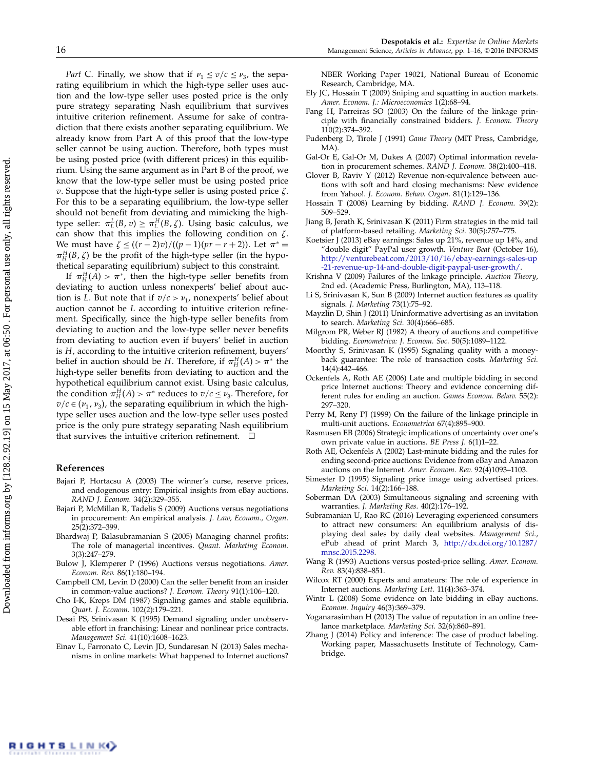*Part* C. Finally, we show that if $\nu_1 \le v/c \le \nu_3$, the separating equilibrium in which the high-type seller uses auction and the low-type seller uses posted price is the only pure strategy separating Nash equilibrium that survives intuitive criterion refinement. Assume for sake of contradiction that there exists another separating equilibrium. We already know from Part A of this proof that the low-type seller cannot be using auction. Therefore, both types must be using posted price (with different prices) in this equilibrium. Using the same argument as in Part B of the proof, we know that the low-type seller must be using posted price $v$. Suppose that the high-type seller is using posted price $\zeta$. For this to be a separating equilibrium, the low-type seller should not benefit from deviating and mimicking the high-type seller: $\pi_L^L(B, v) \ge \pi_L^H(B, \zeta)$. Using basic calculus, we can show that this implies the following condition on $\zeta$. We must have $\zeta \le ((r-2)v)/((p-1)(pr-r+2))$. Let $\pi^* = \pi_H^H(B, \zeta)$ be the profit of the high-type seller (in the hypothetical separating equilibrium) subject to this constraint.

If $\pi_H^H(A) > \pi^*$, then the high-type seller benefits from deviating to auction unless nonexperts' belief about auction is $L$. But note that if $v/c > \nu_1$, nonexperts' belief about auction cannot be $L$ according to intuitive criterion refinement. Specifically, since the high-type seller benefits from deviating to auction and the low-type seller never benefits from deviating to auction even if buyers' belief in auction is $H$, according to the intuitive criterion refinement, buyers' belief in auction should be $H$. Therefore, if $\pi_H^H(A) > \pi^*$ the high-type seller benefits from deviating to auction and the hypothetical equilibrium cannot exist. Using basic calculus, the condition $\pi_H^H(A) > \pi^*$ reduces to $v/c \le \nu_3$. Therefore, for $v/c \in (\nu_1, \nu_3)$, the separating equilibrium in which the high-type seller uses auction and the low-type seller uses posted price is the only pure strategy separating Nash equilibrium that survives the intuitive criterion refinement. □

## References

Bajari P, Hortacsu A (2003) The winner's curse, reserve prices, and endogenous entry: Empirical insights from eBay auctions. *RAND J. Econom.* 34(2):329–355.

Bajari P, McMillan R, Tadelis S (2009) Auctions versus negotiations in procurement: An empirical analysis. *J. Law, Econom., Organ.* 25(2):372–399.

Bhardwaj P, Balasubramanian S (2005) Managing channel profits: The role of managerial incentives. *Quant. Marketing Econom.* 3(3):247–279.

Bulow J, Klemperer P (1996) Auctions versus negotiations. *Amer. Econom. Rev.* 86(1):180–194.

Campbell CM, Levin D (2000) Can the seller benefit from an insider in common-value auctions? *J. Econom. Theory* 91(1):106–120.

Cho I-K, Kreps DM (1987) Signaling games and stable equilibria. *Quart. J. Econom.* 102(2):179–221.

Desai PS, Srinivasan K (1995) Demand signaling under unobservable effort in franchising: Linear and nonlinear price contracts. *Management Sci.* 41(10):1608–1623.

Einav L, Farronato C, Levin JD, Sundaresan N (2013) Sales mechanisms in online markets: What happened to Internet auctions? NBER Working Paper 19021, National Bureau of Economic Research, Cambridge, MA.

Ely JC, Hossain T (2009) Sniping and squatting in auction markets. *Amer. Econom. J.: Microeconomics* 1(2):68–94.

Fang H, Parreiras SO (2003) On the failure of the linkage principle with financially constrained bidders. *J. Econom. Theory* 110(2):374–392.

Fudenberg D, Tirole J (1991) *Game Theory* (MIT Press, Cambridge, MA).

Gal-Or E, Gal-Or M, Dukes A (2007) Optimal information revelation in procurement schemes. *RAND J. Econom.* 38(2):400–418.

Glover B, Raviv Y (2012) Revenue non-equivalence between auctions with soft and hard closing mechanisms: New evidence from Yahoo!. *J. Econom. Behav. Organ.* 81(1):129–136.

Hossain T (2008) Learning by bidding. *RAND J. Econom.* 39(2): 509–529.

Jiang B, Jerath K, Srinivasan K (2011) Firm strategies in the mid tail of platform-based retailing. *Marketing Sci.* 30(5):757–775.

Koetsier J (2013) eBay earnings: Sales up 21%, revenue up 14%, and "double digit" PayPal user growth. *Venture Beat* (October 16), http://venturebeat.com/2013/10/16/ebay-earnings-sales-up-21-revenue-up-14-and-double-digit-paypal-user-growth/.

Krishna V (2009) Failures of the linkage principle. *Auction Theory*, 2nd ed. (Academic Press, Burlington, MA), 113–118.

Li S, Srinivasan K, Sun B (2009) Internet auction features as quality signals. *J. Marketing* 73(1):75–92.

Mayzlin D, Shin J (2011) Uninformative advertising as an invitation to search. *Marketing Sci.* 30(4):666–685.

Milgrom PR, Weber RJ (1982) A theory of auctions and competitive bidding. *Econometrica: J. Econom. Soc.* 50(5):1089–1122.

Moorthy S, Srinivasan K (1995) Signaling quality with a money-back guarantee: The role of transaction costs. *Marketing Sci.* 14(4):442–466.

Ockenfels A, Roth AE (2006) Late and multiple bidding in second price Internet auctions: Theory and evidence concerning different rules for ending an auction. *Games Econom. Behav.* 55(2): 297–320.

Perry M, Reny PJ (1999) On the failure of the linkage principle in multi-unit auctions. *Econometrica* 67(4):895–900.

Rasmusen EB (2006) Strategic implications of uncertainty over one's own private value in auctions. *BE Press J.* 6(1)1–22.

Roth AE, Ockenfels A (2002) Last-minute bidding and the rules for ending second-price auctions: Evidence from eBay and Amazon auctions on the Internet. *Amer. Econom. Rev.* 92(4)1093–1103.

Simester D (1995) Signaling price image using advertised prices. *Marketing Sci.* 14(2):166–188.

Soberman DA (2003) Simultaneous signaling and screening with warranties. *J. Marketing Res.* 40(2):176–192.

Subramanian U, Rao RC (2016) Leveraging experienced consumers to attract new consumers: An equilibrium analysis of displaying deal sales by daily deal websites. *Management Sci.*, ePub ahead of print March 3, http://dx.doi.org/10.1287/mnsc.2015.2298.

Wang R (1993) Auctions versus posted-price selling. *Amer. Econom. Rev.* 83(4):838–851.

Wilcox RT (2000) Experts and amateurs: The role of experience in Internet auctions. *Marketing Lett.* 11(4):363–374.

Wintr L (2008) Some evidence on late bidding in eBay auctions. *Econom. Inquiry* 46(3):369–379.

Yoganarasimhan H (2013) The value of reputation in an online freelance marketplace. *Marketing Sci.* 32(6):860–891.

Zhang J (2014) Policy and inference: The case of product labeling. Working paper, Massachusetts Institute of Technology, Cambridge.